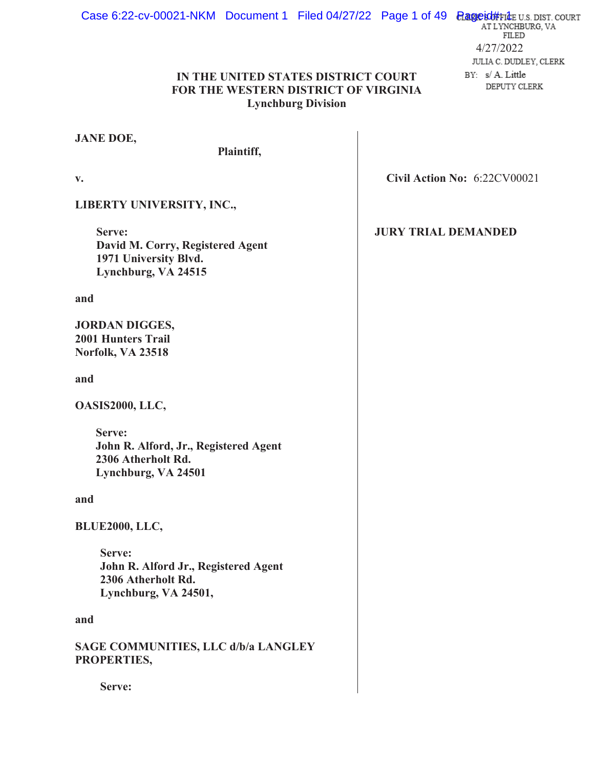CLERK'S OFFICE U.S. DIST. COURT
AT LYNCHBURG, VA
FILED
4/27/2022
JULIA C. DUDLEY, CLERK
BY: s/ A. Little
DEPUTY CLERK

**IN THE UNITED STATES DISTRICT COURT**
**FOR THE WESTERN DISTRICT OF VIRGINIA**
**Lynchburg Division**

**JANE DOE,**

**Plaintiff,**

**v.**

**Civil Action No:** 6:22CV00021

**LIBERTY UNIVERSITY, INC.,**

**JURY TRIAL DEMANDED**

**Serve:**
**David M. Corry, Registered Agent**
**1971 University Blvd.**
**Lynchburg, VA 24515**

**and**

**JORDAN DIGGES,**
**2001 Hunters Trail**
**Norfolk, VA 23518**

**and**

**OASIS2000, LLC,**

**Serve:**
**John R. Alford, Jr., Registered Agent**
**2306 Atherholt Rd.**
**Lynchburg, VA 24501**

**and**

**BLUE2000, LLC,**

**Serve:**
**John R. Alford Jr., Registered Agent**
**2306 Atherholt Rd.**
**Lynchburg, VA 24501,**

**and**

**SAGE COMMUNITIES, LLC d/b/a LANGLEY PROPERTIES,**

**Serve:**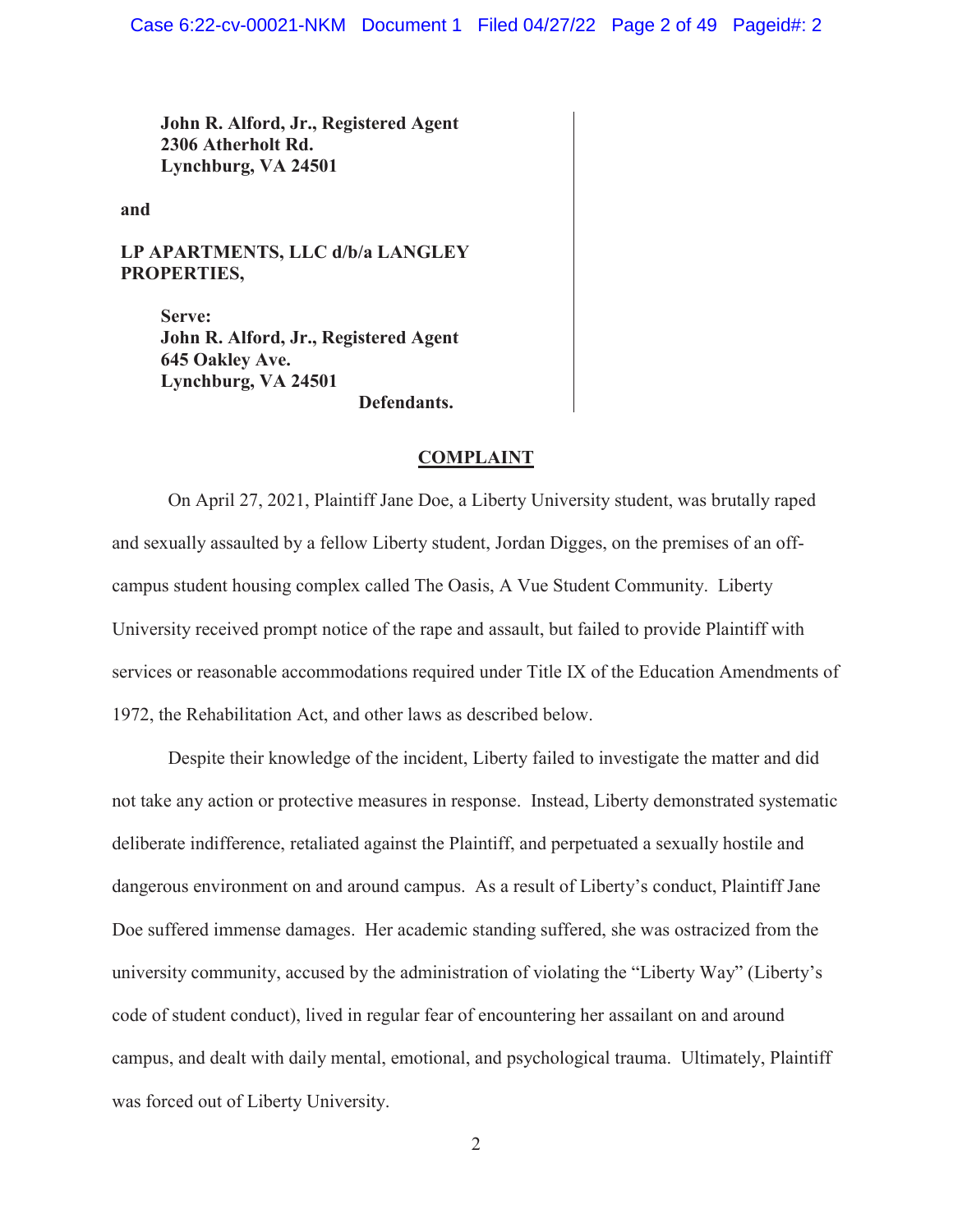**John R. Alford, Jr., Registered Agent**
**2306 Atherholt Rd.**
**Lynchburg, VA 24501**

**and**

**LP APARTMENTS, LLC d/b/a LANGLEY PROPERTIES,**

**Serve:**
**John R. Alford, Jr., Registered Agent**
**645 Oakley Ave.**
**Lynchburg, VA 24501**

**Defendants.**

## COMPLAINT

On April 27, 2021, Plaintiff Jane Doe, a Liberty University student, was brutally raped and sexually assaulted by a fellow Liberty student, Jordan Digges, on the premises of an off-campus student housing complex called The Oasis, A Vue Student Community. Liberty University received prompt notice of the rape and assault, but failed to provide Plaintiff with services or reasonable accommodations required under Title IX of the Education Amendments of 1972, the Rehabilitation Act, and other laws as described below.

Despite their knowledge of the incident, Liberty failed to investigate the matter and did not take any action or protective measures in response. Instead, Liberty demonstrated systematic deliberate indifference, retaliated against the Plaintiff, and perpetuated a sexually hostile and dangerous environment on and around campus. As a result of Liberty's conduct, Plaintiff Jane Doe suffered immense damages. Her academic standing suffered, she was ostracized from the university community, accused by the administration of violating the "Liberty Way" (Liberty's code of student conduct), lived in regular fear of encountering her assailant on and around campus, and dealt with daily mental, emotional, and psychological trauma. Ultimately, Plaintiff was forced out of Liberty University.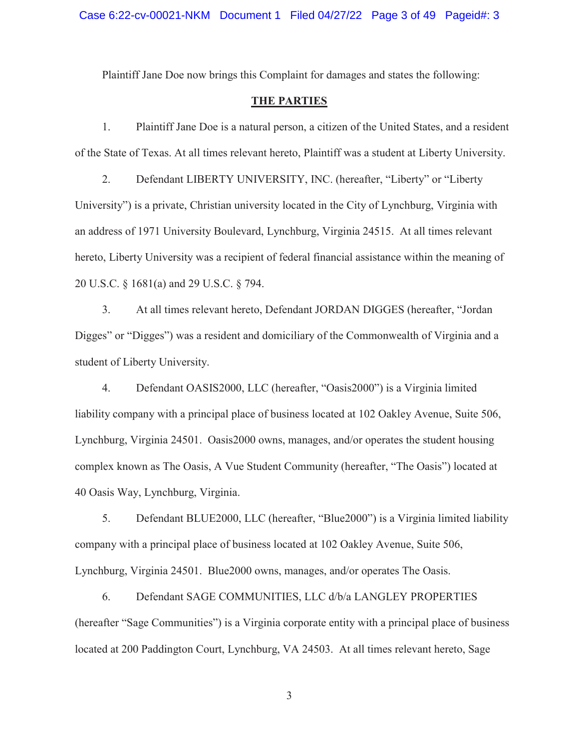Plaintiff Jane Doe now brings this Complaint for damages and states the following:

## THE PARTIES

1. Plaintiff Jane Doe is a natural person, a citizen of the United States, and a resident of the State of Texas. At all times relevant hereto, Plaintiff was a student at Liberty University.

2. Defendant LIBERTY UNIVERSITY, INC. (hereafter, "Liberty" or "Liberty University") is a private, Christian university located in the City of Lynchburg, Virginia with an address of 1971 University Boulevard, Lynchburg, Virginia 24515. At all times relevant hereto, Liberty University was a recipient of federal financial assistance within the meaning of 20 U.S.C. § 1681(a) and 29 U.S.C. § 794.

3. At all times relevant hereto, Defendant JORDAN DIGGES (hereafter, "Jordan Digges" or "Digges") was a resident and domiciliary of the Commonwealth of Virginia and a student of Liberty University.

4. Defendant OASIS2000, LLC (hereafter, "Oasis2000") is a Virginia limited liability company with a principal place of business located at 102 Oakley Avenue, Suite 506, Lynchburg, Virginia 24501. Oasis2000 owns, manages, and/or operates the student housing complex known as The Oasis, A Vue Student Community (hereafter, "The Oasis") located at 40 Oasis Way, Lynchburg, Virginia.

5. Defendant BLUE2000, LLC (hereafter, "Blue2000") is a Virginia limited liability company with a principal place of business located at 102 Oakley Avenue, Suite 506, Lynchburg, Virginia 24501. Blue2000 owns, manages, and/or operates The Oasis.

6. Defendant SAGE COMMUNITIES, LLC d/b/a LANGLEY PROPERTIES (hereafter "Sage Communities") is a Virginia corporate entity with a principal place of business located at 200 Paddington Court, Lynchburg, VA 24503. At all times relevant hereto, Sage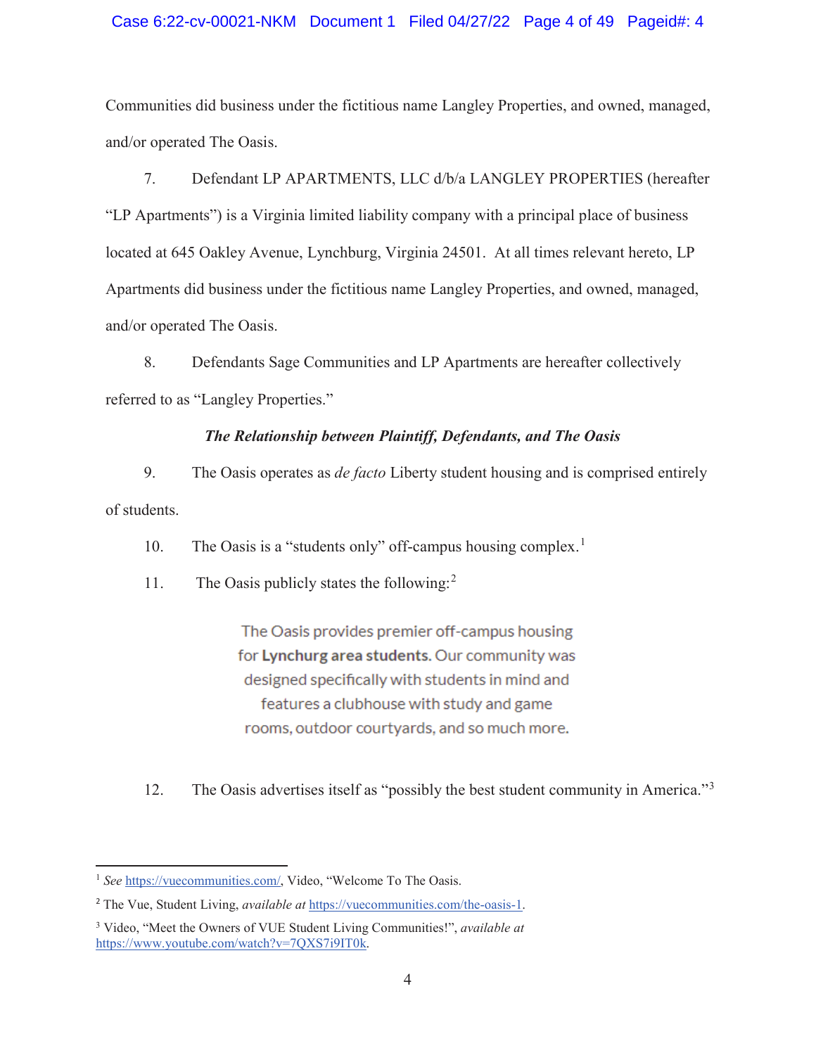Communities did business under the fictitious name Langley Properties, and owned, managed, and/or operated The Oasis.

7. Defendant LP APARTMENTS, LLC d/b/a LANGLEY PROPERTIES (hereafter "LP Apartments") is a Virginia limited liability company with a principal place of business located at 645 Oakley Avenue, Lynchburg, Virginia 24501. At all times relevant hereto, LP Apartments did business under the fictitious name Langley Properties, and owned, managed, and/or operated The Oasis.

8. Defendants Sage Communities and LP Apartments are hereafter collectively referred to as "Langley Properties."

***The Relationship between Plaintiff, Defendants, and The Oasis***

9. The Oasis operates as *de facto* Liberty student housing and is comprised entirely of students.

10. The Oasis is a "students only" off-campus housing complex.[1]

11. The Oasis publicly states the following:[2]

> The Oasis provides premier off-campus housing for **Lynchurg area students.** Our community was designed specifically with students in mind and features a clubhouse with study and game rooms, outdoor courtyards, and so much more.

12. The Oasis advertises itself as "possibly the best student community in America."[3]

---

[1] *See* https://vuecommunities.com/, Video, "Welcome To The Oasis.

[2] The Vue, Student Living, *available at* https://vuecommunities.com/the-oasis-1.

[3] Video, "Meet the Owners of VUE Student Living Communities!", *available at* https://www.youtube.com/watch?v=7QXS7i9IT0k.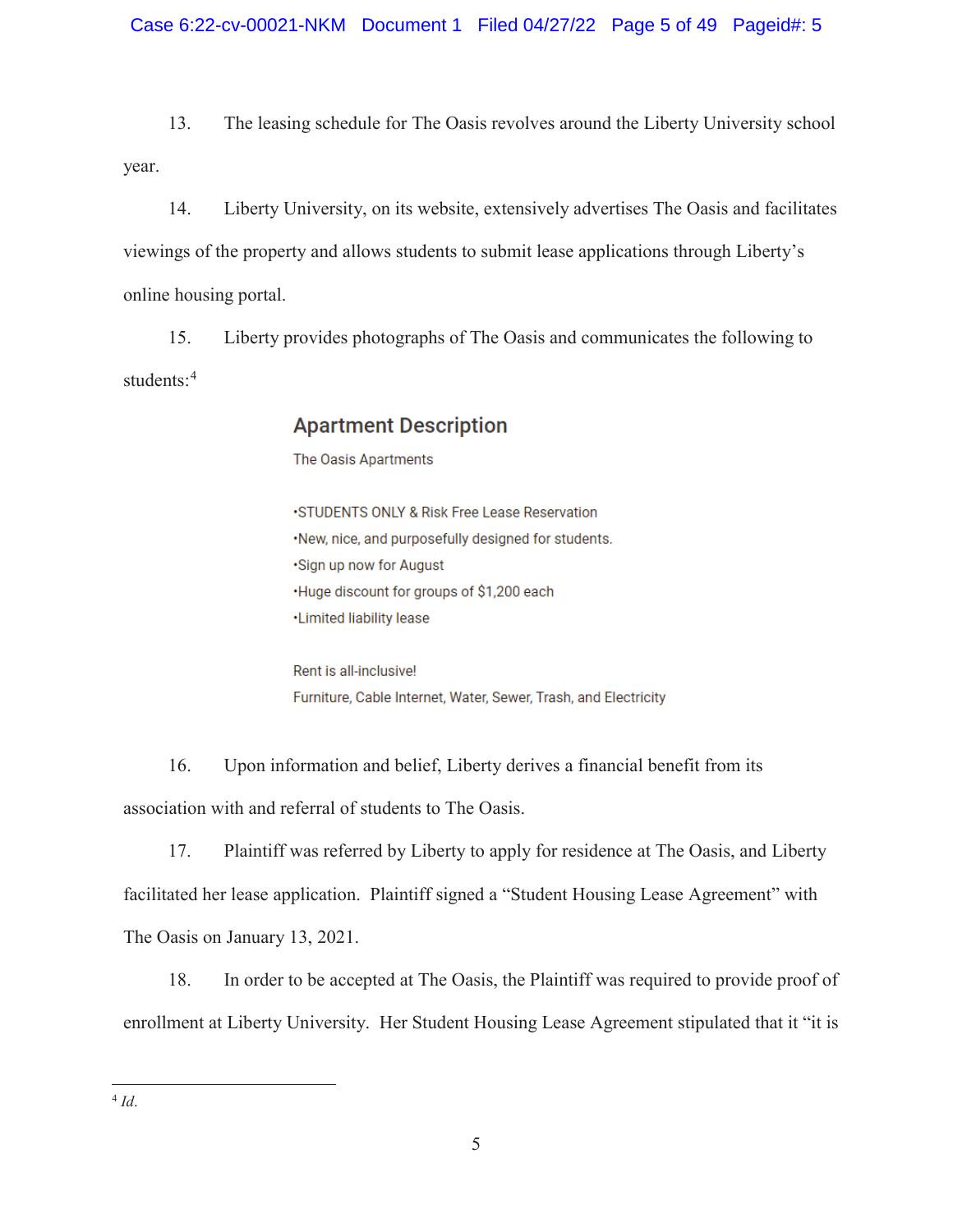13. The leasing schedule for The Oasis revolves around the Liberty University school year.

14. Liberty University, on its website, extensively advertises The Oasis and facilitates viewings of the property and allows students to submit lease applications through Liberty's online housing portal.

15. Liberty provides photographs of The Oasis and communicates the following to students:[4]

> ## Apartment Description
>
> The Oasis Apartments
>
> •STUDENTS ONLY & Risk Free Lease Reservation
> •New, nice, and purposefully designed for students.
> •Sign up now for August
> •Huge discount for groups of $1,200 each
> •Limited liability lease
>
> Rent is all-inclusive!
> Furniture, Cable Internet, Water, Sewer, Trash, and Electricity

16. Upon information and belief, Liberty derives a financial benefit from its association with and referral of students to The Oasis.

17. Plaintiff was referred by Liberty to apply for residence at The Oasis, and Liberty facilitated her lease application. Plaintiff signed a "Student Housing Lease Agreement" with The Oasis on January 13, 2021.

18. In order to be accepted at The Oasis, the Plaintiff was required to provide proof of enrollment at Liberty University. Her Student Housing Lease Agreement stipulated that it "it is

---

[4] *Id.*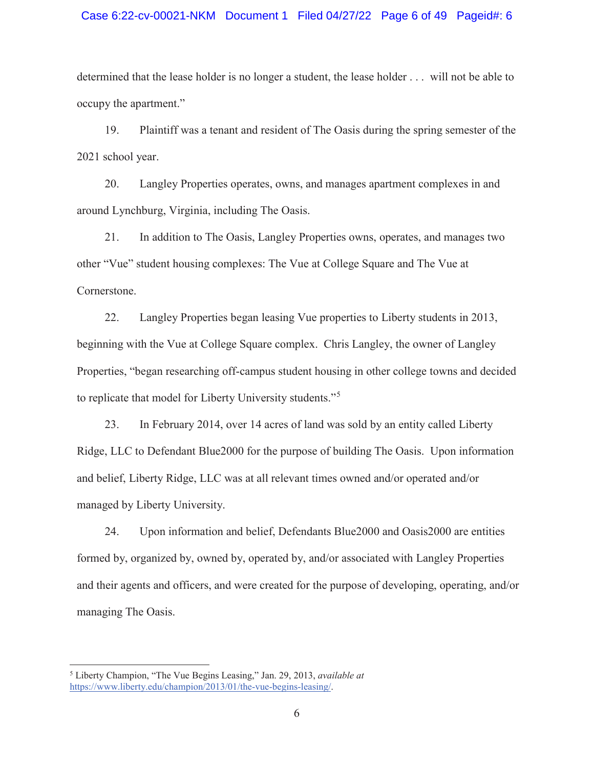determined that the lease holder is no longer a student, the lease holder . . . will not be able to occupy the apartment."

19. Plaintiff was a tenant and resident of The Oasis during the spring semester of the 2021 school year.

20. Langley Properties operates, owns, and manages apartment complexes in and around Lynchburg, Virginia, including The Oasis.

21. In addition to The Oasis, Langley Properties owns, operates, and manages two other "Vue" student housing complexes: The Vue at College Square and The Vue at Cornerstone.

22. Langley Properties began leasing Vue properties to Liberty students in 2013, beginning with the Vue at College Square complex. Chris Langley, the owner of Langley Properties, "began researching off-campus student housing in other college towns and decided to replicate that model for Liberty University students."[5]

23. In February 2014, over 14 acres of land was sold by an entity called Liberty Ridge, LLC to Defendant Blue2000 for the purpose of building The Oasis. Upon information and belief, Liberty Ridge, LLC was at all relevant times owned and/or operated and/or managed by Liberty University.

24. Upon information and belief, Defendants Blue2000 and Oasis2000 are entities formed by, organized by, owned by, operated by, and/or associated with Langley Properties and their agents and officers, and were created for the purpose of developing, operating, and/or managing The Oasis.

---

[5] Liberty Champion, "The Vue Begins Leasing," Jan. 29, 2013, *available at* https://www.liberty.edu/champion/2013/01/the-vue-begins-leasing/.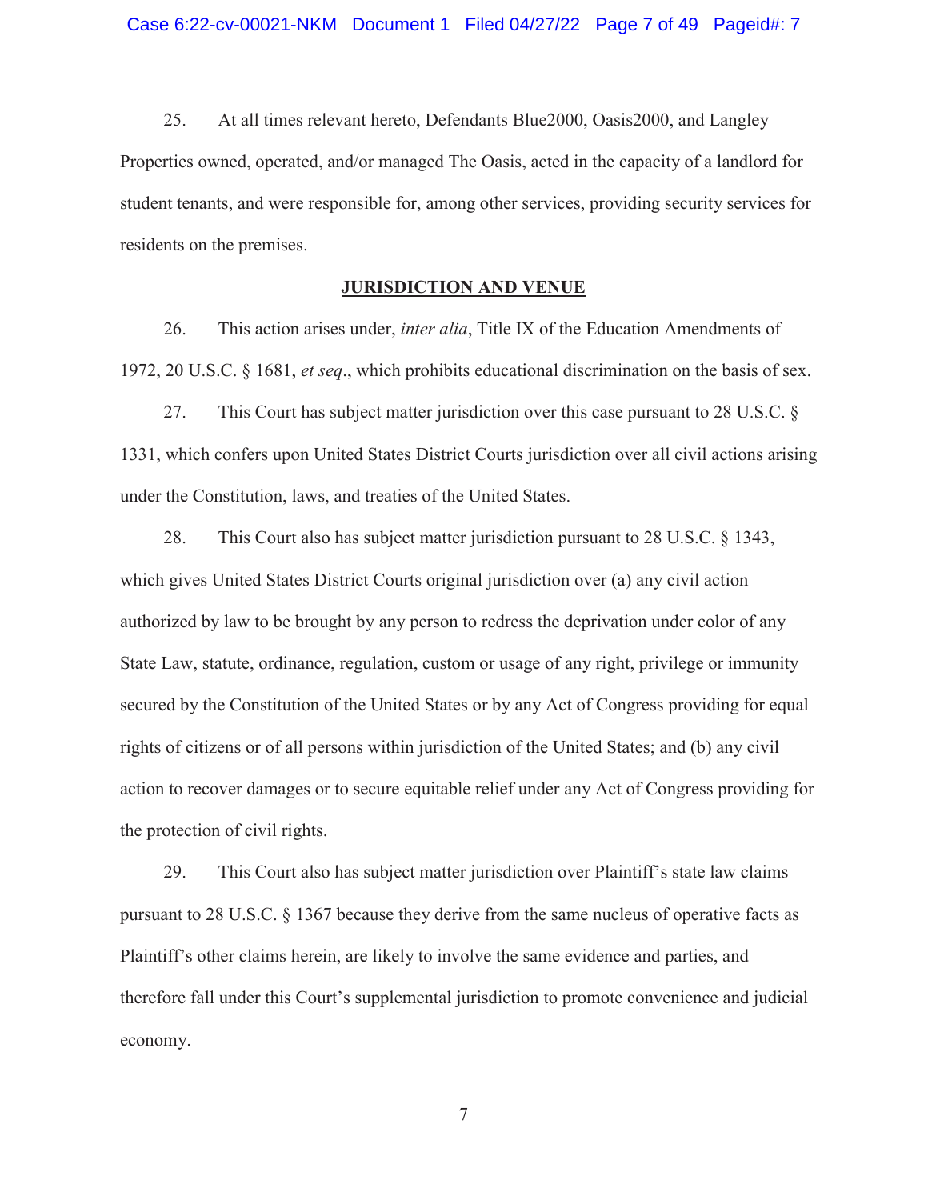25. At all times relevant hereto, Defendants Blue2000, Oasis2000, and Langley Properties owned, operated, and/or managed The Oasis, acted in the capacity of a landlord for student tenants, and were responsible for, among other services, providing security services for residents on the premises.

## JURISDICTION AND VENUE

26. This action arises under, *inter alia*, Title IX of the Education Amendments of 1972, 20 U.S.C. § 1681, *et seq*., which prohibits educational discrimination on the basis of sex.

27. This Court has subject matter jurisdiction over this case pursuant to 28 U.S.C. § 1331, which confers upon United States District Courts jurisdiction over all civil actions arising under the Constitution, laws, and treaties of the United States.

28. This Court also has subject matter jurisdiction pursuant to 28 U.S.C. § 1343, which gives United States District Courts original jurisdiction over (a) any civil action authorized by law to be brought by any person to redress the deprivation under color of any State Law, statute, ordinance, regulation, custom or usage of any right, privilege or immunity secured by the Constitution of the United States or by any Act of Congress providing for equal rights of citizens or of all persons within jurisdiction of the United States; and (b) any civil action to recover damages or to secure equitable relief under any Act of Congress providing for the protection of civil rights.

29. This Court also has subject matter jurisdiction over Plaintiff's state law claims pursuant to 28 U.S.C. § 1367 because they derive from the same nucleus of operative facts as Plaintiff's other claims herein, are likely to involve the same evidence and parties, and therefore fall under this Court's supplemental jurisdiction to promote convenience and judicial economy.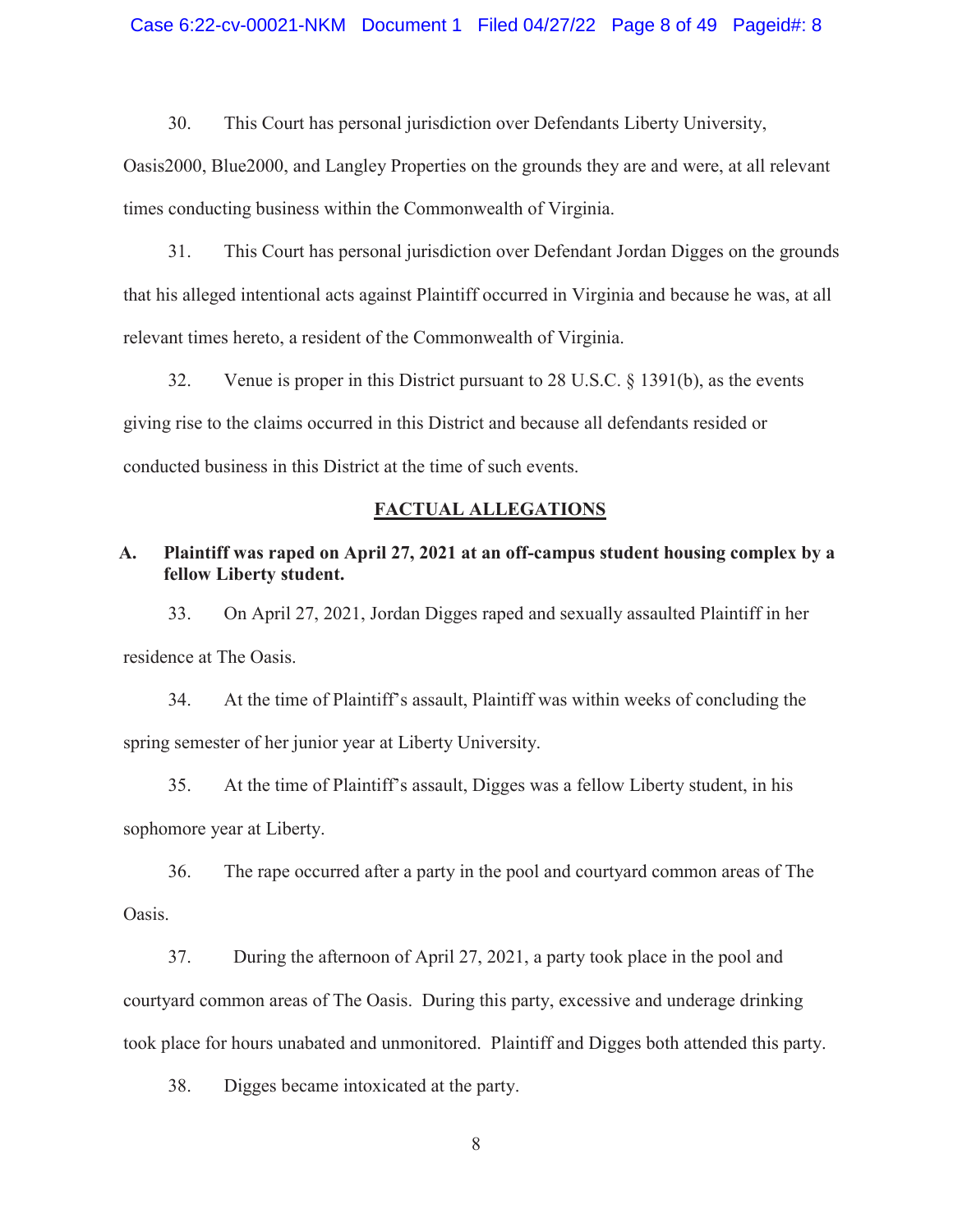30. This Court has personal jurisdiction over Defendants Liberty University, Oasis2000, Blue2000, and Langley Properties on the grounds they are and were, at all relevant times conducting business within the Commonwealth of Virginia.

31. This Court has personal jurisdiction over Defendant Jordan Digges on the grounds that his alleged intentional acts against Plaintiff occurred in Virginia and because he was, at all relevant times hereto, a resident of the Commonwealth of Virginia.

32. Venue is proper in this District pursuant to 28 U.S.C. § 1391(b), as the events giving rise to the claims occurred in this District and because all defendants resided or conducted business in this District at the time of such events.

## FACTUAL ALLEGATIONS

### A. Plaintiff was raped on April 27, 2021 at an off-campus student housing complex by a fellow Liberty student.

33. On April 27, 2021, Jordan Digges raped and sexually assaulted Plaintiff in her residence at The Oasis.

34. At the time of Plaintiff's assault, Plaintiff was within weeks of concluding the spring semester of her junior year at Liberty University.

35. At the time of Plaintiff's assault, Digges was a fellow Liberty student, in his sophomore year at Liberty.

36. The rape occurred after a party in the pool and courtyard common areas of The Oasis.

37. During the afternoon of April 27, 2021, a party took place in the pool and courtyard common areas of The Oasis. During this party, excessive and underage drinking took place for hours unabated and unmonitored. Plaintiff and Digges both attended this party.

38. Digges became intoxicated at the party.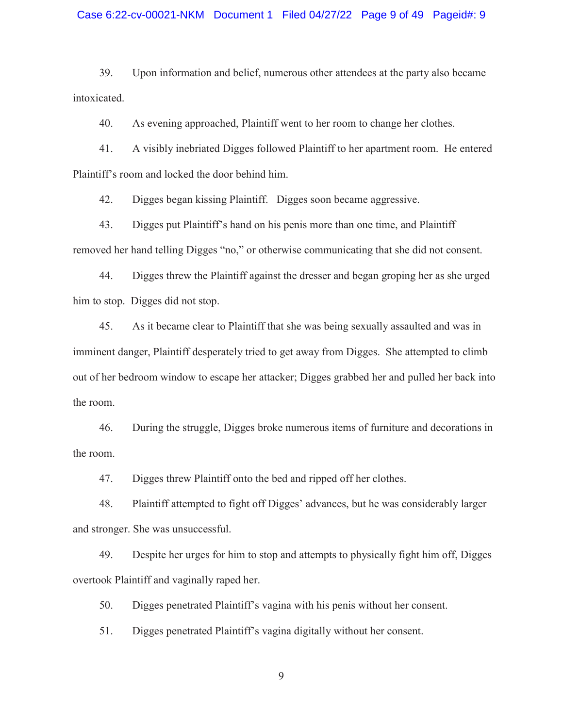39. Upon information and belief, numerous other attendees at the party also became intoxicated.

40. As evening approached, Plaintiff went to her room to change her clothes.

41. A visibly inebriated Digges followed Plaintiff to her apartment room. He entered Plaintiff's room and locked the door behind him.

42. Digges began kissing Plaintiff. Digges soon became aggressive.

43. Digges put Plaintiff's hand on his penis more than one time, and Plaintiff removed her hand telling Digges "no," or otherwise communicating that she did not consent.

44. Digges threw the Plaintiff against the dresser and began groping her as she urged him to stop. Digges did not stop.

45. As it became clear to Plaintiff that she was being sexually assaulted and was in imminent danger, Plaintiff desperately tried to get away from Digges. She attempted to climb out of her bedroom window to escape her attacker; Digges grabbed her and pulled her back into the room.

46. During the struggle, Digges broke numerous items of furniture and decorations in the room.

47. Digges threw Plaintiff onto the bed and ripped off her clothes.

48. Plaintiff attempted to fight off Digges' advances, but he was considerably larger and stronger. She was unsuccessful.

49. Despite her urges for him to stop and attempts to physically fight him off, Digges overtook Plaintiff and vaginally raped her.

50. Digges penetrated Plaintiff's vagina with his penis without her consent.

51. Digges penetrated Plaintiff's vagina digitally without her consent.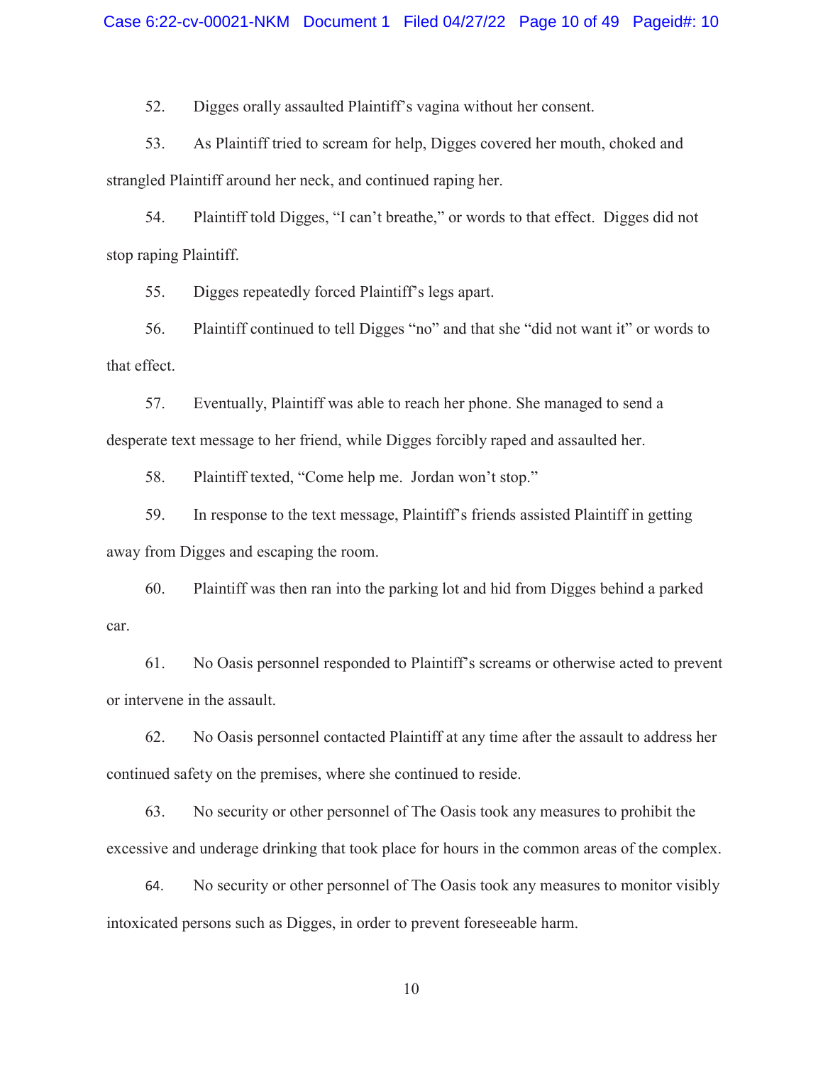52. Digges orally assaulted Plaintiff's vagina without her consent.

53. As Plaintiff tried to scream for help, Digges covered her mouth, choked and strangled Plaintiff around her neck, and continued raping her.

54. Plaintiff told Digges, "I can't breathe," or words to that effect. Digges did not stop raping Plaintiff.

55. Digges repeatedly forced Plaintiff's legs apart.

56. Plaintiff continued to tell Digges "no" and that she "did not want it" or words to that effect.

57. Eventually, Plaintiff was able to reach her phone. She managed to send a desperate text message to her friend, while Digges forcibly raped and assaulted her.

58. Plaintiff texted, "Come help me. Jordan won't stop."

59. In response to the text message, Plaintiff's friends assisted Plaintiff in getting away from Digges and escaping the room.

60. Plaintiff was then ran into the parking lot and hid from Digges behind a parked car.

61. No Oasis personnel responded to Plaintiff's screams or otherwise acted to prevent or intervene in the assault.

62. No Oasis personnel contacted Plaintiff at any time after the assault to address her continued safety on the premises, where she continued to reside.

63. No security or other personnel of The Oasis took any measures to prohibit the excessive and underage drinking that took place for hours in the common areas of the complex.

64. No security or other personnel of The Oasis took any measures to monitor visibly intoxicated persons such as Digges, in order to prevent foreseeable harm.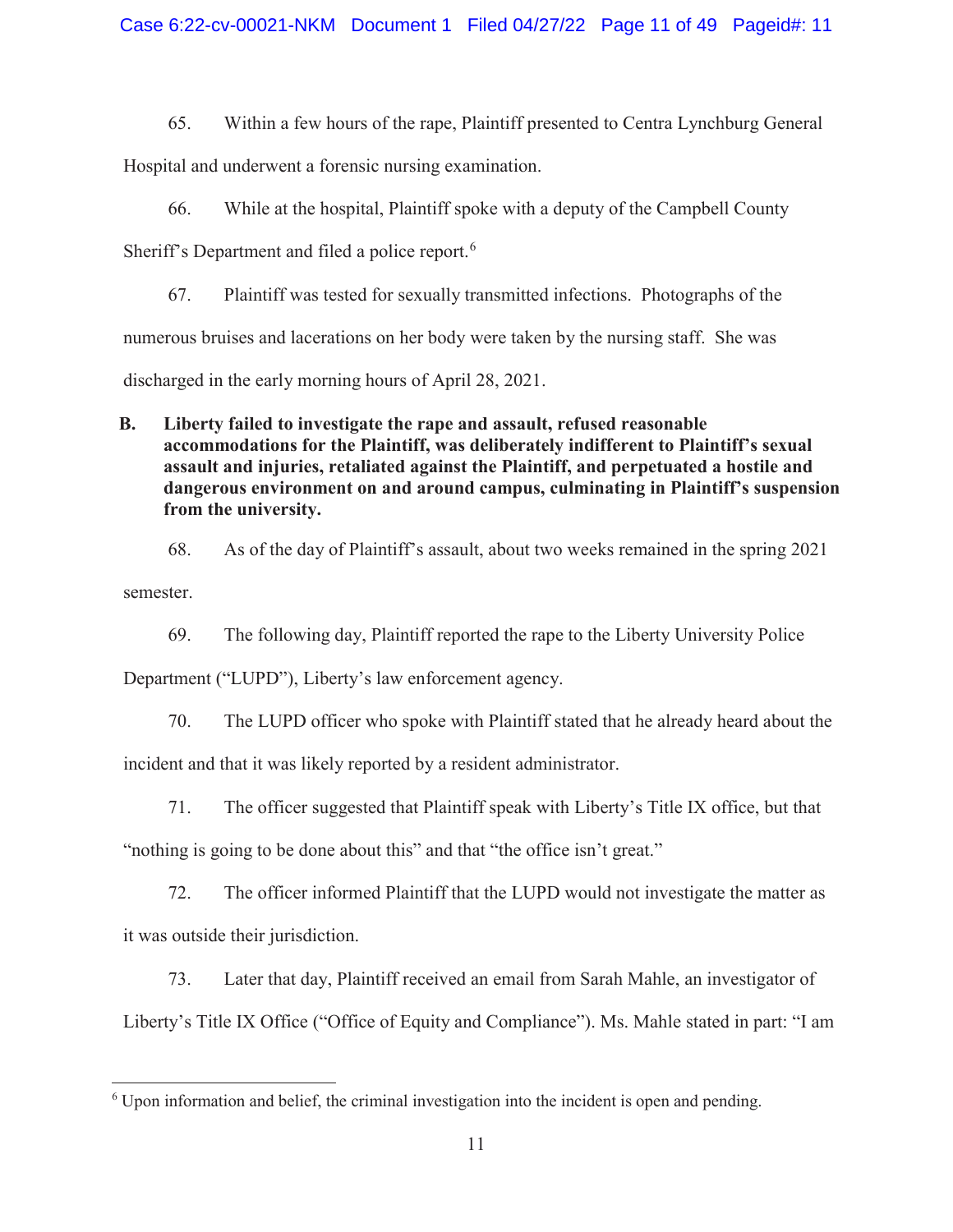65. Within a few hours of the rape, Plaintiff presented to Centra Lynchburg General Hospital and underwent a forensic nursing examination.

66. While at the hospital, Plaintiff spoke with a deputy of the Campbell County Sheriff's Department and filed a police report.[6]

67. Plaintiff was tested for sexually transmitted infections. Photographs of the numerous bruises and lacerations on her body were taken by the nursing staff. She was discharged in the early morning hours of April 28, 2021.

### B. Liberty failed to investigate the rape and assault, refused reasonable accommodations for the Plaintiff, was deliberately indifferent to Plaintiff's sexual assault and injuries, retaliated against the Plaintiff, and perpetuated a hostile and dangerous environment on and around campus, culminating in Plaintiff's suspension from the university.

68. As of the day of Plaintiff's assault, about two weeks remained in the spring 2021 semester.

69. The following day, Plaintiff reported the rape to the Liberty University Police Department ("LUPD"), Liberty's law enforcement agency.

70. The LUPD officer who spoke with Plaintiff stated that he already heard about the incident and that it was likely reported by a resident administrator.

71. The officer suggested that Plaintiff speak with Liberty's Title IX office, but that "nothing is going to be done about this" and that "the office isn't great."

72. The officer informed Plaintiff that the LUPD would not investigate the matter as it was outside their jurisdiction.

73. Later that day, Plaintiff received an email from Sarah Mahle, an investigator of Liberty's Title IX Office ("Office of Equity and Compliance"). Ms. Mahle stated in part: "I am

---

[6] Upon information and belief, the criminal investigation into the incident is open and pending.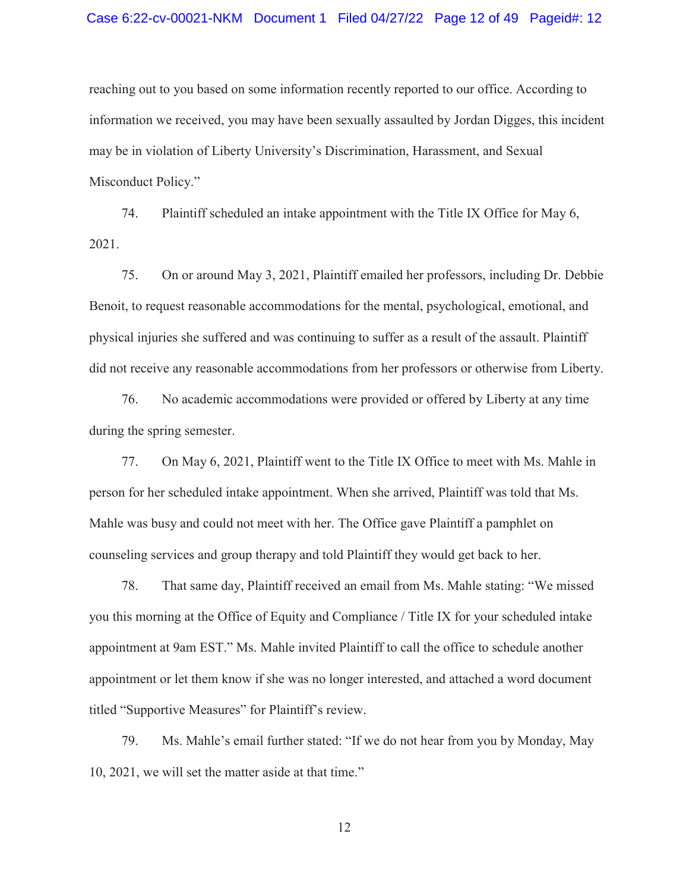reaching out to you based on some information recently reported to our office. According to information we received, you may have been sexually assaulted by Jordan Digges, this incident may be in violation of Liberty University's Discrimination, Harassment, and Sexual Misconduct Policy."

74. Plaintiff scheduled an intake appointment with the Title IX Office for May 6, 2021.

75. On or around May 3, 2021, Plaintiff emailed her professors, including Dr. Debbie Benoit, to request reasonable accommodations for the mental, psychological, emotional, and physical injuries she suffered and was continuing to suffer as a result of the assault. Plaintiff did not receive any reasonable accommodations from her professors or otherwise from Liberty.

76. No academic accommodations were provided or offered by Liberty at any time during the spring semester.

77. On May 6, 2021, Plaintiff went to the Title IX Office to meet with Ms. Mahle in person for her scheduled intake appointment. When she arrived, Plaintiff was told that Ms. Mahle was busy and could not meet with her. The Office gave Plaintiff a pamphlet on counseling services and group therapy and told Plaintiff they would get back to her.

78. That same day, Plaintiff received an email from Ms. Mahle stating: "We missed you this morning at the Office of Equity and Compliance / Title IX for your scheduled intake appointment at 9am EST." Ms. Mahle invited Plaintiff to call the office to schedule another appointment or let them know if she was no longer interested, and attached a word document titled "Supportive Measures" for Plaintiff's review.

79. Ms. Mahle's email further stated: "If we do not hear from you by Monday, May 10, 2021, we will set the matter aside at that time."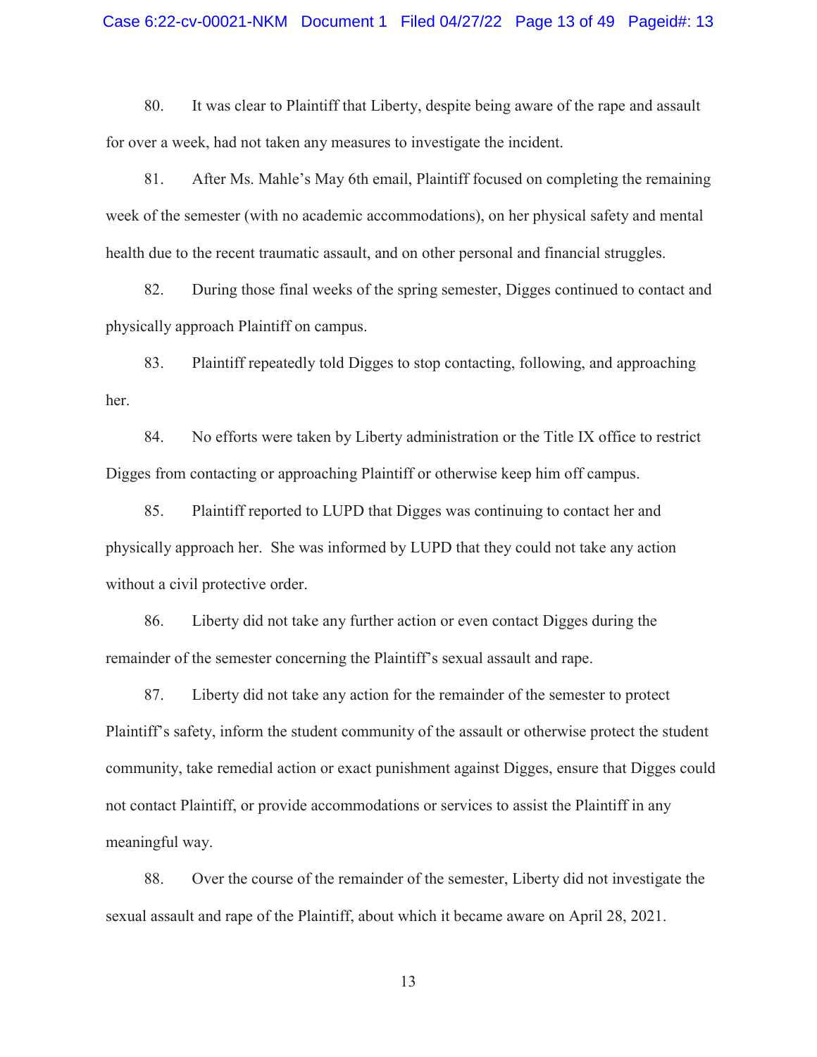80. It was clear to Plaintiff that Liberty, despite being aware of the rape and assault for over a week, had not taken any measures to investigate the incident.

81. After Ms. Mahle's May 6th email, Plaintiff focused on completing the remaining week of the semester (with no academic accommodations), on her physical safety and mental health due to the recent traumatic assault, and on other personal and financial struggles.

82. During those final weeks of the spring semester, Digges continued to contact and physically approach Plaintiff on campus.

83. Plaintiff repeatedly told Digges to stop contacting, following, and approaching her.

84. No efforts were taken by Liberty administration or the Title IX office to restrict Digges from contacting or approaching Plaintiff or otherwise keep him off campus.

85. Plaintiff reported to LUPD that Digges was continuing to contact her and physically approach her. She was informed by LUPD that they could not take any action without a civil protective order.

86. Liberty did not take any further action or even contact Digges during the remainder of the semester concerning the Plaintiff's sexual assault and rape.

87. Liberty did not take any action for the remainder of the semester to protect Plaintiff's safety, inform the student community of the assault or otherwise protect the student community, take remedial action or exact punishment against Digges, ensure that Digges could not contact Plaintiff, or provide accommodations or services to assist the Plaintiff in any meaningful way.

88. Over the course of the remainder of the semester, Liberty did not investigate the sexual assault and rape of the Plaintiff, about which it became aware on April 28, 2021.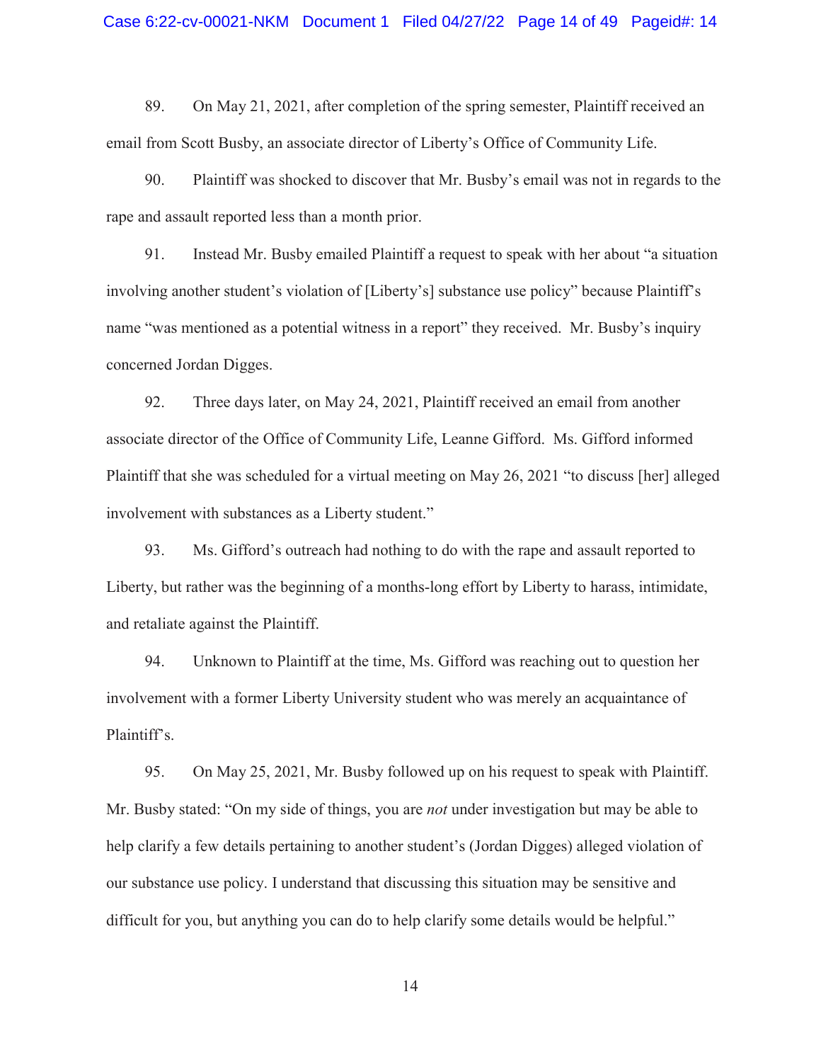89. On May 21, 2021, after completion of the spring semester, Plaintiff received an email from Scott Busby, an associate director of Liberty's Office of Community Life.

90. Plaintiff was shocked to discover that Mr. Busby's email was not in regards to the rape and assault reported less than a month prior.

91. Instead Mr. Busby emailed Plaintiff a request to speak with her about "a situation involving another student's violation of [Liberty's] substance use policy" because Plaintiff's name "was mentioned as a potential witness in a report" they received. Mr. Busby's inquiry concerned Jordan Digges.

92. Three days later, on May 24, 2021, Plaintiff received an email from another associate director of the Office of Community Life, Leanne Gifford. Ms. Gifford informed Plaintiff that she was scheduled for a virtual meeting on May 26, 2021 "to discuss [her] alleged involvement with substances as a Liberty student."

93. Ms. Gifford's outreach had nothing to do with the rape and assault reported to Liberty, but rather was the beginning of a months-long effort by Liberty to harass, intimidate, and retaliate against the Plaintiff.

94. Unknown to Plaintiff at the time, Ms. Gifford was reaching out to question her involvement with a former Liberty University student who was merely an acquaintance of Plaintiff's.

95. On May 25, 2021, Mr. Busby followed up on his request to speak with Plaintiff. Mr. Busby stated: "On my side of things, you are *not* under investigation but may be able to help clarify a few details pertaining to another student's (Jordan Digges) alleged violation of our substance use policy. I understand that discussing this situation may be sensitive and difficult for you, but anything you can do to help clarify some details would be helpful."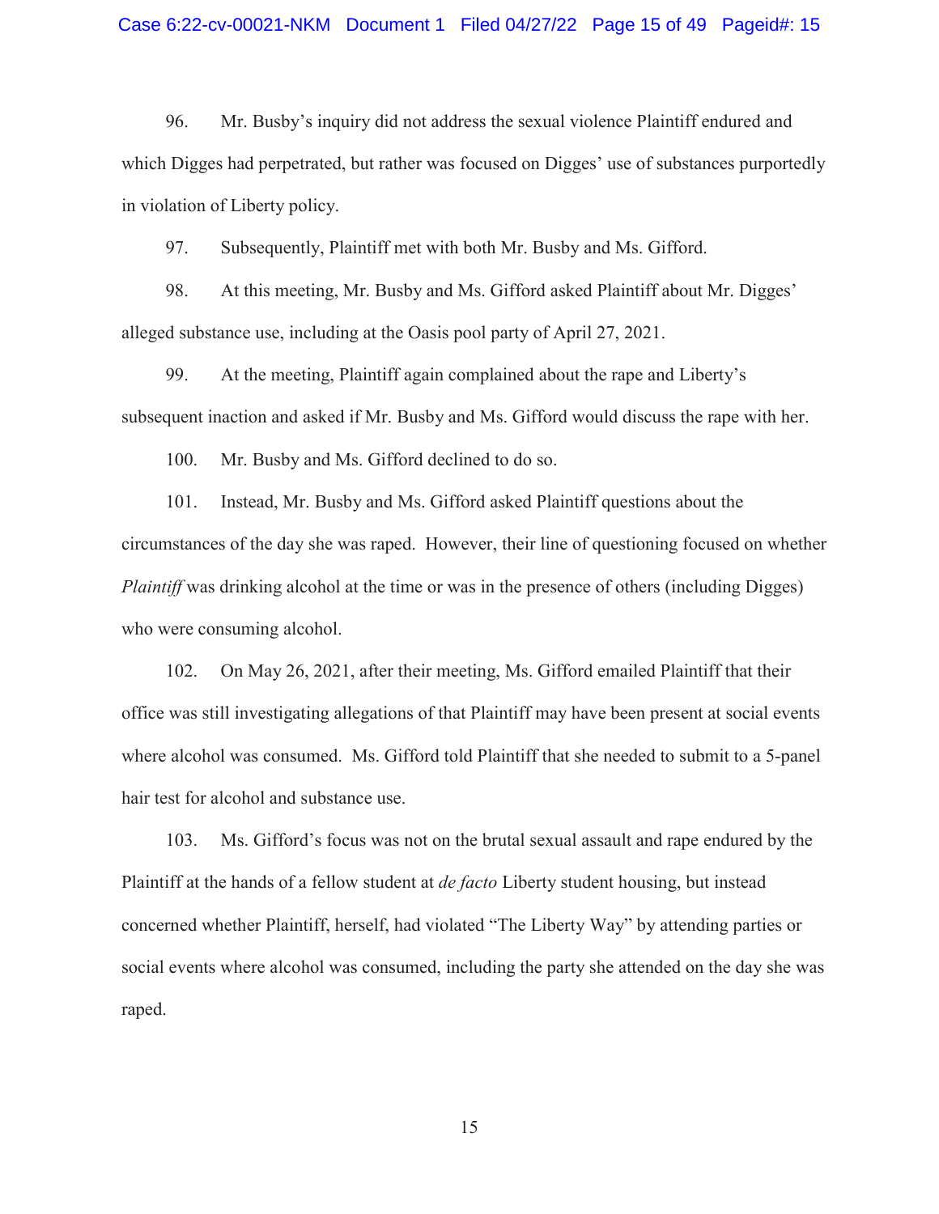96. Mr. Busby's inquiry did not address the sexual violence Plaintiff endured and which Digges had perpetrated, but rather was focused on Digges' use of substances purportedly in violation of Liberty policy.

97. Subsequently, Plaintiff met with both Mr. Busby and Ms. Gifford.

98. At this meeting, Mr. Busby and Ms. Gifford asked Plaintiff about Mr. Digges' alleged substance use, including at the Oasis pool party of April 27, 2021.

99. At the meeting, Plaintiff again complained about the rape and Liberty's subsequent inaction and asked if Mr. Busby and Ms. Gifford would discuss the rape with her.

100. Mr. Busby and Ms. Gifford declined to do so.

101. Instead, Mr. Busby and Ms. Gifford asked Plaintiff questions about the circumstances of the day she was raped. However, their line of questioning focused on whether *Plaintiff* was drinking alcohol at the time or was in the presence of others (including Digges) who were consuming alcohol.

102. On May 26, 2021, after their meeting, Ms. Gifford emailed Plaintiff that their office was still investigating allegations of that Plaintiff may have been present at social events where alcohol was consumed. Ms. Gifford told Plaintiff that she needed to submit to a 5-panel hair test for alcohol and substance use.

103. Ms. Gifford's focus was not on the brutal sexual assault and rape endured by the Plaintiff at the hands of a fellow student at *de facto* Liberty student housing, but instead concerned whether Plaintiff, herself, had violated "The Liberty Way" by attending parties or social events where alcohol was consumed, including the party she attended on the day she was raped.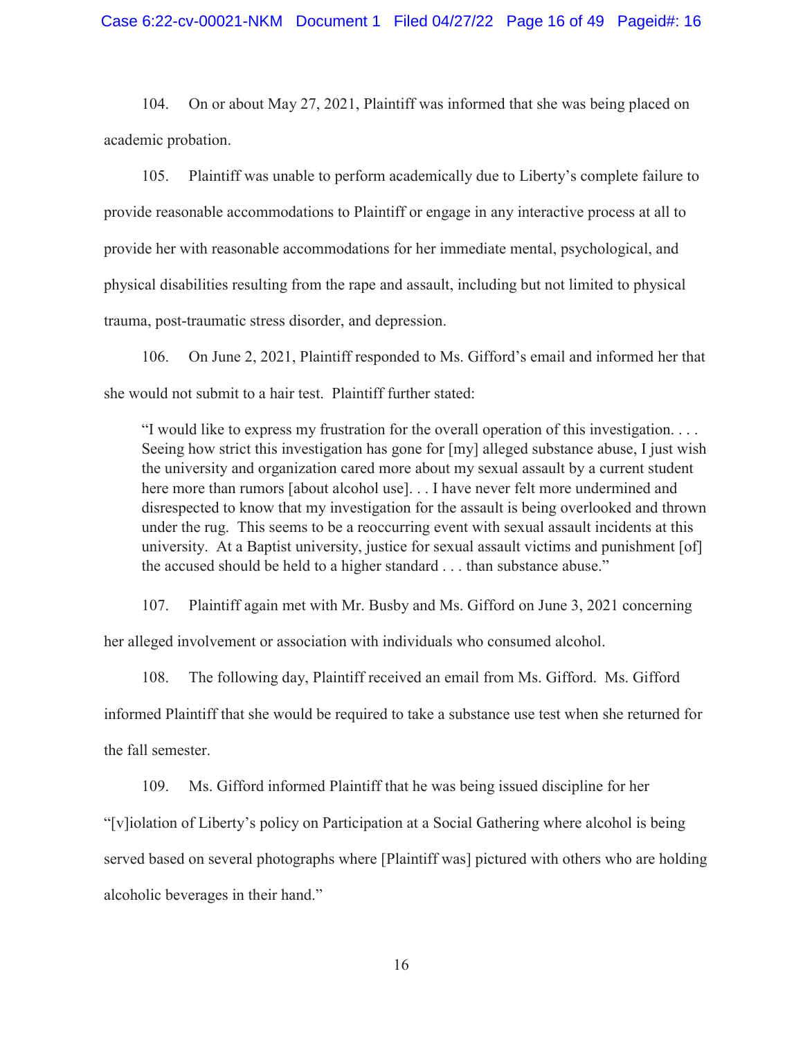104. On or about May 27, 2021, Plaintiff was informed that she was being placed on academic probation.

105. Plaintiff was unable to perform academically due to Liberty's complete failure to provide reasonable accommodations to Plaintiff or engage in any interactive process at all to provide her with reasonable accommodations for her immediate mental, psychological, and physical disabilities resulting from the rape and assault, including but not limited to physical trauma, post-traumatic stress disorder, and depression.

106. On June 2, 2021, Plaintiff responded to Ms. Gifford's email and informed her that she would not submit to a hair test. Plaintiff further stated:

> "I would like to express my frustration for the overall operation of this investigation. . . . Seeing how strict this investigation has gone for [my] alleged substance abuse, I just wish the university and organization cared more about my sexual assault by a current student here more than rumors [about alcohol use]. . . I have never felt more undermined and disrespected to know that my investigation for the assault is being overlooked and thrown under the rug. This seems to be a reoccurring event with sexual assault incidents at this university. At a Baptist university, justice for sexual assault victims and punishment [of] the accused should be held to a higher standard . . . than substance abuse."

107. Plaintiff again met with Mr. Busby and Ms. Gifford on June 3, 2021 concerning her alleged involvement or association with individuals who consumed alcohol.

108. The following day, Plaintiff received an email from Ms. Gifford. Ms. Gifford informed Plaintiff that she would be required to take a substance use test when she returned for the fall semester.

109. Ms. Gifford informed Plaintiff that he was being issued discipline for her "[v]iolation of Liberty's policy on Participation at a Social Gathering where alcohol is being served based on several photographs where [Plaintiff was] pictured with others who are holding alcoholic beverages in their hand."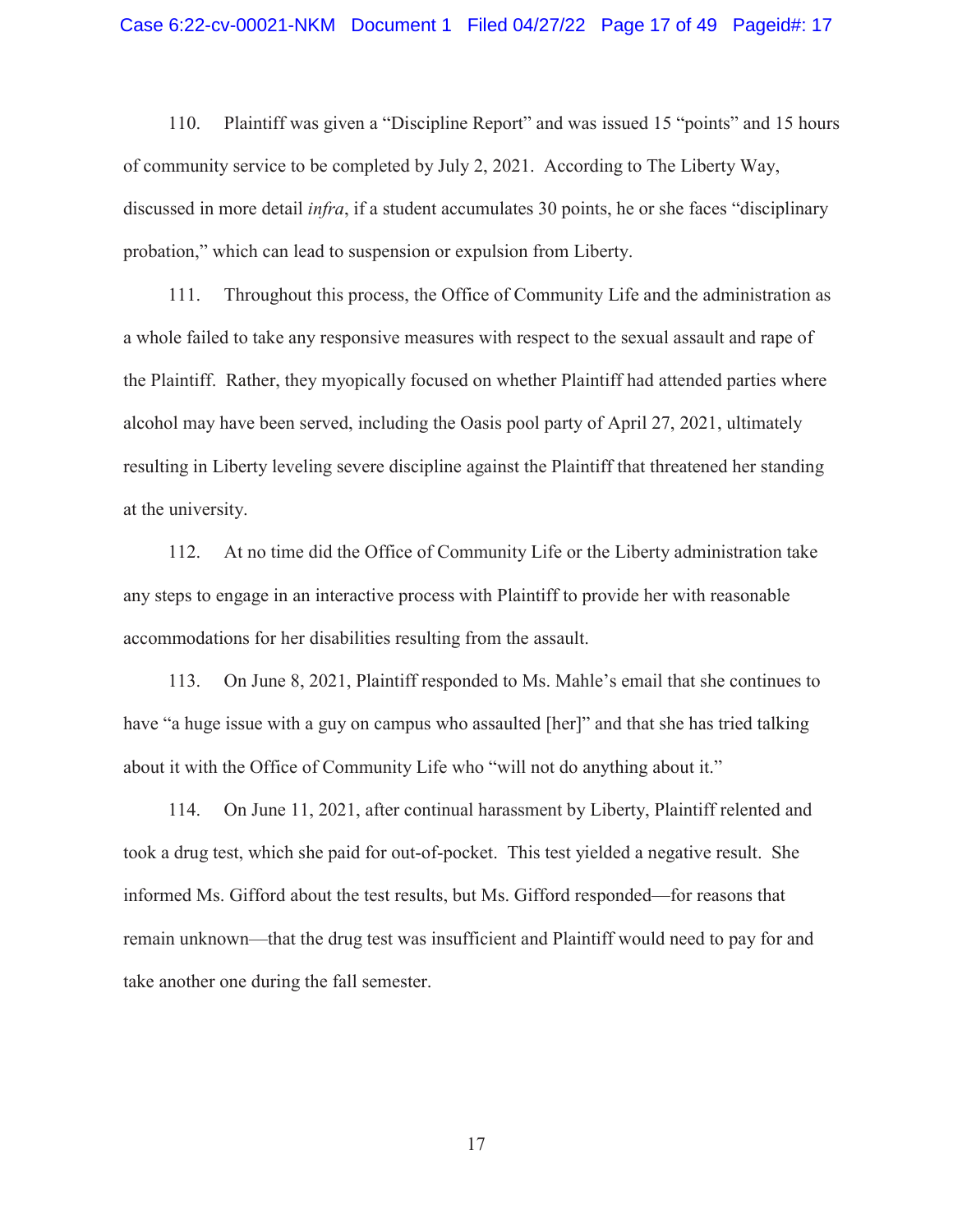110. Plaintiff was given a "Discipline Report" and was issued 15 "points" and 15 hours of community service to be completed by July 2, 2021. According to The Liberty Way, discussed in more detail *infra*, if a student accumulates 30 points, he or she faces "disciplinary probation," which can lead to suspension or expulsion from Liberty.

111. Throughout this process, the Office of Community Life and the administration as a whole failed to take any responsive measures with respect to the sexual assault and rape of the Plaintiff. Rather, they myopically focused on whether Plaintiff had attended parties where alcohol may have been served, including the Oasis pool party of April 27, 2021, ultimately resulting in Liberty leveling severe discipline against the Plaintiff that threatened her standing at the university.

112. At no time did the Office of Community Life or the Liberty administration take any steps to engage in an interactive process with Plaintiff to provide her with reasonable accommodations for her disabilities resulting from the assault.

113. On June 8, 2021, Plaintiff responded to Ms. Mahle's email that she continues to have "a huge issue with a guy on campus who assaulted [her]" and that she has tried talking about it with the Office of Community Life who "will not do anything about it."

114. On June 11, 2021, after continual harassment by Liberty, Plaintiff relented and took a drug test, which she paid for out-of-pocket. This test yielded a negative result. She informed Ms. Gifford about the test results, but Ms. Gifford responded—for reasons that remain unknown—that the drug test was insufficient and Plaintiff would need to pay for and take another one during the fall semester.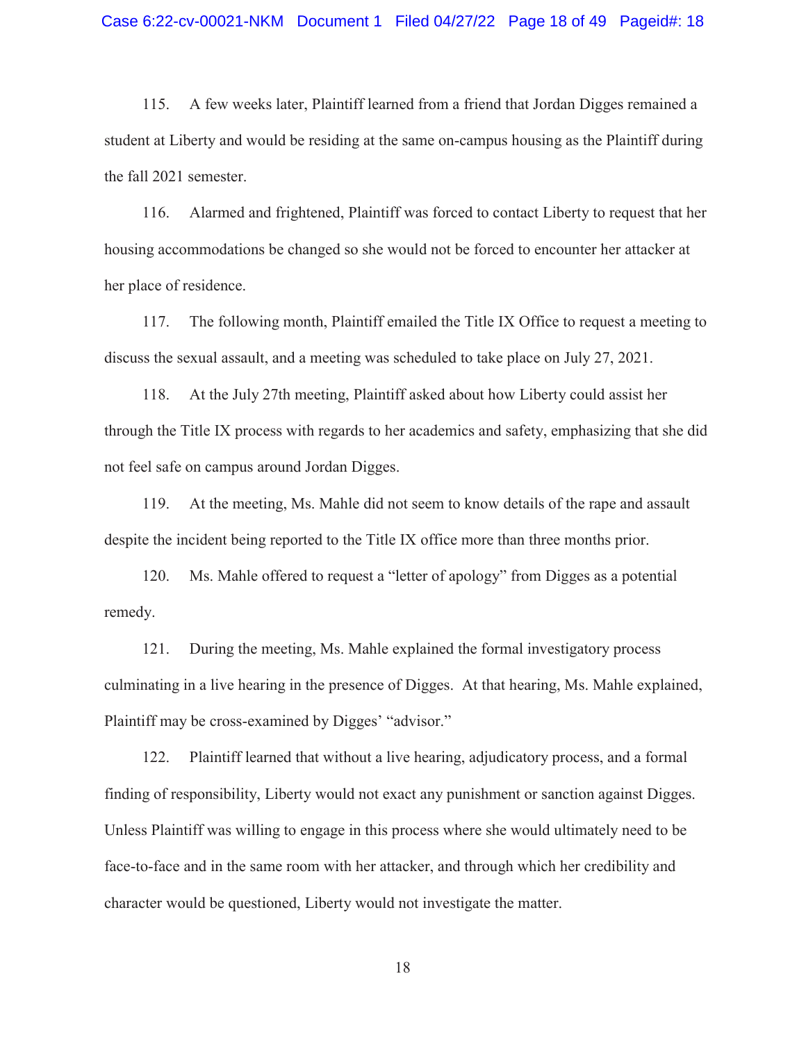115. A few weeks later, Plaintiff learned from a friend that Jordan Digges remained a student at Liberty and would be residing at the same on-campus housing as the Plaintiff during the fall 2021 semester.

116. Alarmed and frightened, Plaintiff was forced to contact Liberty to request that her housing accommodations be changed so she would not be forced to encounter her attacker at her place of residence.

117. The following month, Plaintiff emailed the Title IX Office to request a meeting to discuss the sexual assault, and a meeting was scheduled to take place on July 27, 2021.

118. At the July 27th meeting, Plaintiff asked about how Liberty could assist her through the Title IX process with regards to her academics and safety, emphasizing that she did not feel safe on campus around Jordan Digges.

119. At the meeting, Ms. Mahle did not seem to know details of the rape and assault despite the incident being reported to the Title IX office more than three months prior.

120. Ms. Mahle offered to request a "letter of apology" from Digges as a potential remedy.

121. During the meeting, Ms. Mahle explained the formal investigatory process culminating in a live hearing in the presence of Digges. At that hearing, Ms. Mahle explained, Plaintiff may be cross-examined by Digges' "advisor."

122. Plaintiff learned that without a live hearing, adjudicatory process, and a formal finding of responsibility, Liberty would not exact any punishment or sanction against Digges. Unless Plaintiff was willing to engage in this process where she would ultimately need to be face-to-face and in the same room with her attacker, and through which her credibility and character would be questioned, Liberty would not investigate the matter.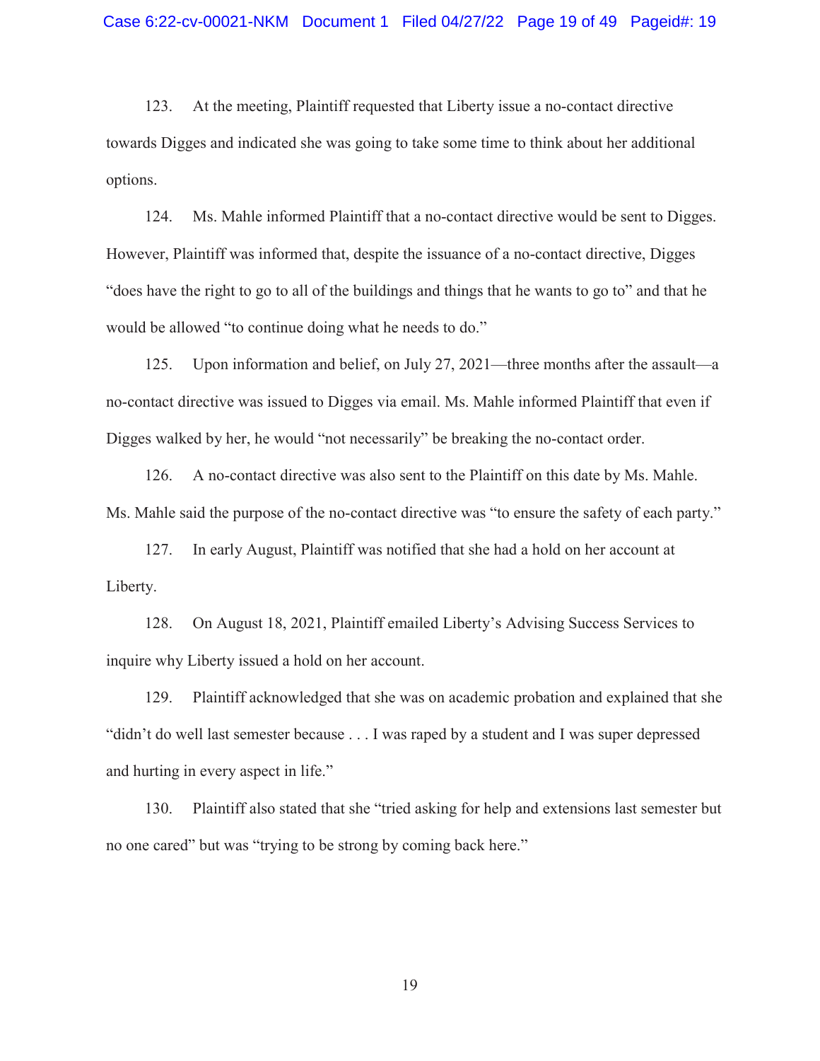123. At the meeting, Plaintiff requested that Liberty issue a no-contact directive towards Digges and indicated she was going to take some time to think about her additional options.

124. Ms. Mahle informed Plaintiff that a no-contact directive would be sent to Digges. However, Plaintiff was informed that, despite the issuance of a no-contact directive, Digges "does have the right to go to all of the buildings and things that he wants to go to" and that he would be allowed "to continue doing what he needs to do."

125. Upon information and belief, on July 27, 2021—three months after the assault—a no-contact directive was issued to Digges via email. Ms. Mahle informed Plaintiff that even if Digges walked by her, he would "not necessarily" be breaking the no-contact order.

126. A no-contact directive was also sent to the Plaintiff on this date by Ms. Mahle. Ms. Mahle said the purpose of the no-contact directive was "to ensure the safety of each party."

127. In early August, Plaintiff was notified that she had a hold on her account at Liberty.

128. On August 18, 2021, Plaintiff emailed Liberty's Advising Success Services to inquire why Liberty issued a hold on her account.

129. Plaintiff acknowledged that she was on academic probation and explained that she "didn't do well last semester because . . . I was raped by a student and I was super depressed and hurting in every aspect in life."

130. Plaintiff also stated that she "tried asking for help and extensions last semester but no one cared" but was "trying to be strong by coming back here."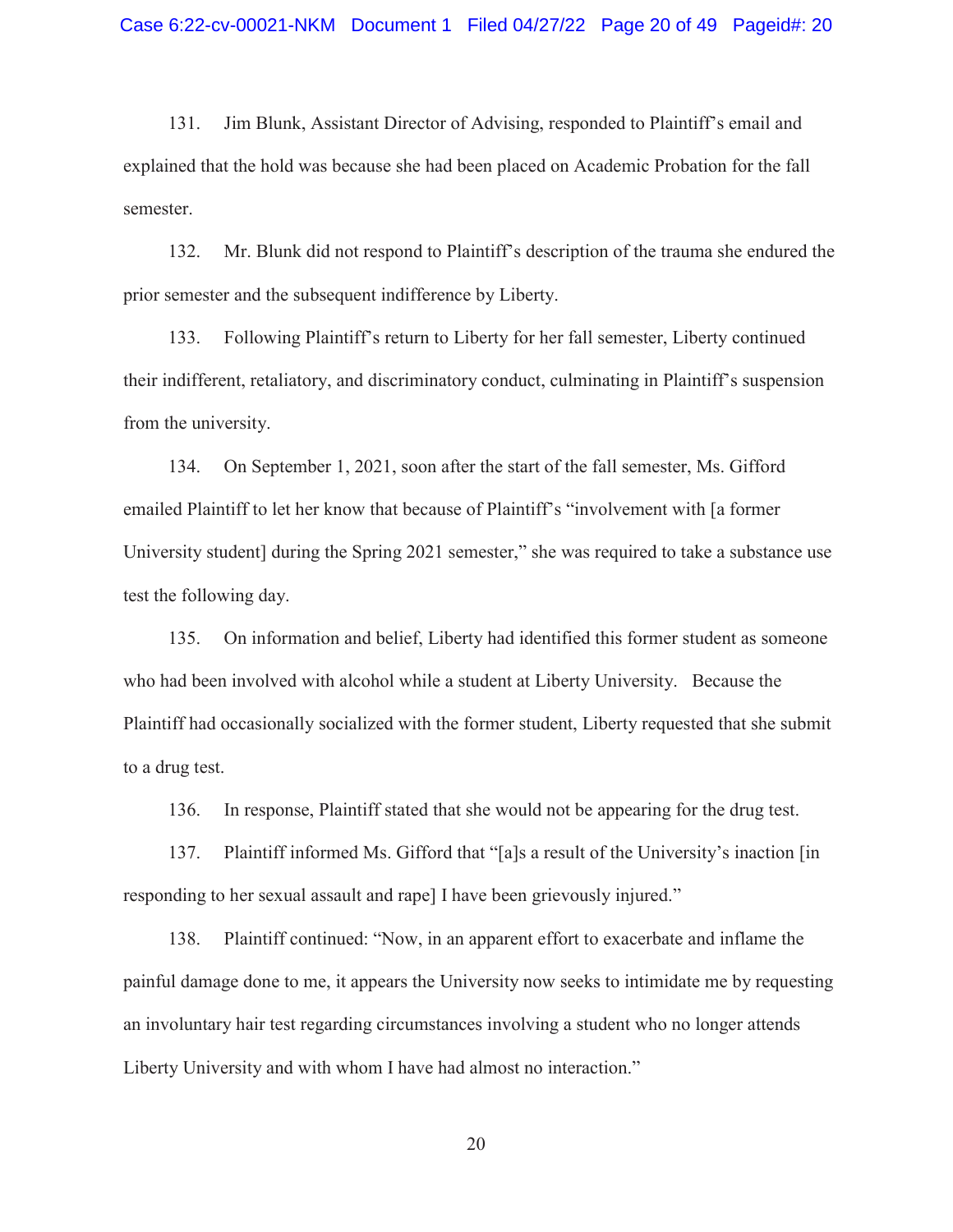131. Jim Blunk, Assistant Director of Advising, responded to Plaintiff's email and explained that the hold was because she had been placed on Academic Probation for the fall semester.

132. Mr. Blunk did not respond to Plaintiff's description of the trauma she endured the prior semester and the subsequent indifference by Liberty.

133. Following Plaintiff's return to Liberty for her fall semester, Liberty continued their indifferent, retaliatory, and discriminatory conduct, culminating in Plaintiff's suspension from the university.

134. On September 1, 2021, soon after the start of the fall semester, Ms. Gifford emailed Plaintiff to let her know that because of Plaintiff's "involvement with [a former University student] during the Spring 2021 semester," she was required to take a substance use test the following day.

135. On information and belief, Liberty had identified this former student as someone who had been involved with alcohol while a student at Liberty University. Because the Plaintiff had occasionally socialized with the former student, Liberty requested that she submit to a drug test.

136. In response, Plaintiff stated that she would not be appearing for the drug test.

137. Plaintiff informed Ms. Gifford that "[a]s a result of the University's inaction [in responding to her sexual assault and rape] I have been grievously injured."

138. Plaintiff continued: "Now, in an apparent effort to exacerbate and inflame the painful damage done to me, it appears the University now seeks to intimidate me by requesting an involuntary hair test regarding circumstances involving a student who no longer attends Liberty University and with whom I have had almost no interaction."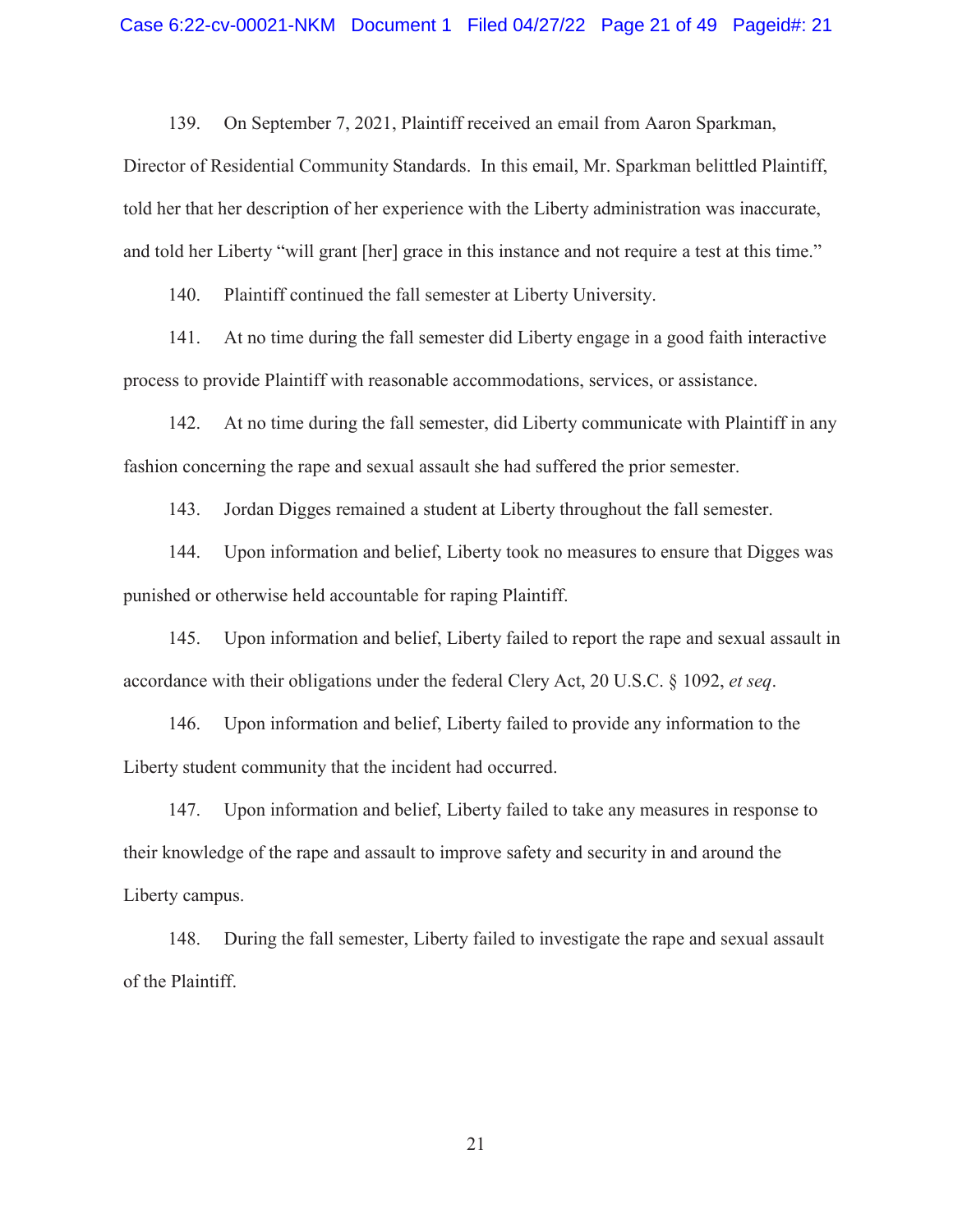139. On September 7, 2021, Plaintiff received an email from Aaron Sparkman, Director of Residential Community Standards. In this email, Mr. Sparkman belittled Plaintiff, told her that her description of her experience with the Liberty administration was inaccurate, and told her Liberty "will grant [her] grace in this instance and not require a test at this time."

140. Plaintiff continued the fall semester at Liberty University.

141. At no time during the fall semester did Liberty engage in a good faith interactive process to provide Plaintiff with reasonable accommodations, services, or assistance.

142. At no time during the fall semester, did Liberty communicate with Plaintiff in any fashion concerning the rape and sexual assault she had suffered the prior semester.

143. Jordan Digges remained a student at Liberty throughout the fall semester.

144. Upon information and belief, Liberty took no measures to ensure that Digges was punished or otherwise held accountable for raping Plaintiff.

145. Upon information and belief, Liberty failed to report the rape and sexual assault in accordance with their obligations under the federal Clery Act, 20 U.S.C. § 1092, *et seq*.

146. Upon information and belief, Liberty failed to provide any information to the Liberty student community that the incident had occurred.

147. Upon information and belief, Liberty failed to take any measures in response to their knowledge of the rape and assault to improve safety and security in and around the Liberty campus.

148. During the fall semester, Liberty failed to investigate the rape and sexual assault of the Plaintiff.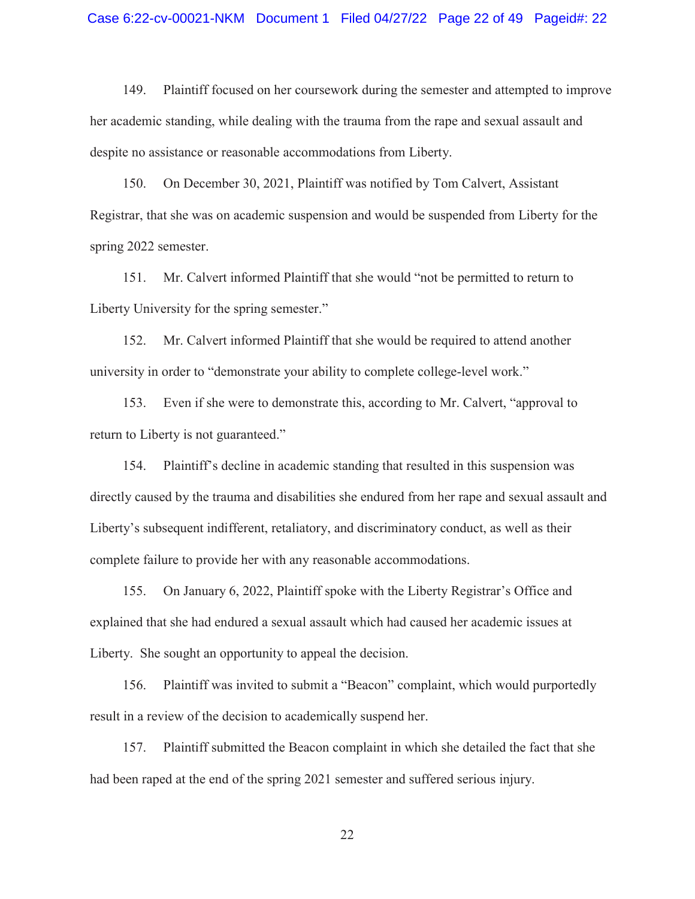149. Plaintiff focused on her coursework during the semester and attempted to improve her academic standing, while dealing with the trauma from the rape and sexual assault and despite no assistance or reasonable accommodations from Liberty.

150. On December 30, 2021, Plaintiff was notified by Tom Calvert, Assistant Registrar, that she was on academic suspension and would be suspended from Liberty for the spring 2022 semester.

151. Mr. Calvert informed Plaintiff that she would "not be permitted to return to Liberty University for the spring semester."

152. Mr. Calvert informed Plaintiff that she would be required to attend another university in order to "demonstrate your ability to complete college-level work."

153. Even if she were to demonstrate this, according to Mr. Calvert, "approval to return to Liberty is not guaranteed."

154. Plaintiff's decline in academic standing that resulted in this suspension was directly caused by the trauma and disabilities she endured from her rape and sexual assault and Liberty's subsequent indifferent, retaliatory, and discriminatory conduct, as well as their complete failure to provide her with any reasonable accommodations.

155. On January 6, 2022, Plaintiff spoke with the Liberty Registrar's Office and explained that she had endured a sexual assault which had caused her academic issues at Liberty. She sought an opportunity to appeal the decision.

156. Plaintiff was invited to submit a "Beacon" complaint, which would purportedly result in a review of the decision to academically suspend her.

157. Plaintiff submitted the Beacon complaint in which she detailed the fact that she had been raped at the end of the spring 2021 semester and suffered serious injury.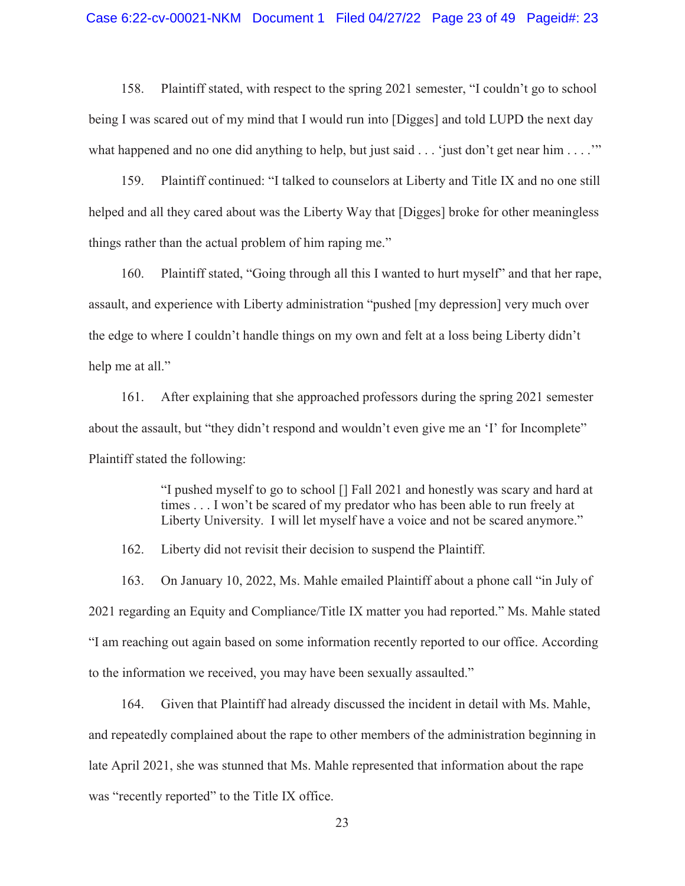158. Plaintiff stated, with respect to the spring 2021 semester, "I couldn't go to school being I was scared out of my mind that I would run into [Digges] and told LUPD the next day what happened and no one did anything to help, but just said . . . 'just don't get near him . . . .'"

159. Plaintiff continued: "I talked to counselors at Liberty and Title IX and no one still helped and all they cared about was the Liberty Way that [Digges] broke for other meaningless things rather than the actual problem of him raping me."

160. Plaintiff stated, "Going through all this I wanted to hurt myself" and that her rape, assault, and experience with Liberty administration "pushed [my depression] very much over the edge to where I couldn't handle things on my own and felt at a loss being Liberty didn't help me at all."

161. After explaining that she approached professors during the spring 2021 semester about the assault, but "they didn't respond and wouldn't even give me an 'I' for Incomplete" Plaintiff stated the following:

> "I pushed myself to go to school [] Fall 2021 and honestly was scary and hard at times . . . I won't be scared of my predator who has been able to run freely at Liberty University. I will let myself have a voice and not be scared anymore."

162. Liberty did not revisit their decision to suspend the Plaintiff.

163. On January 10, 2022, Ms. Mahle emailed Plaintiff about a phone call "in July of 2021 regarding an Equity and Compliance/Title IX matter you had reported." Ms. Mahle stated "I am reaching out again based on some information recently reported to our office. According to the information we received, you may have been sexually assaulted."

164. Given that Plaintiff had already discussed the incident in detail with Ms. Mahle, and repeatedly complained about the rape to other members of the administration beginning in late April 2021, she was stunned that Ms. Mahle represented that information about the rape was "recently reported" to the Title IX office.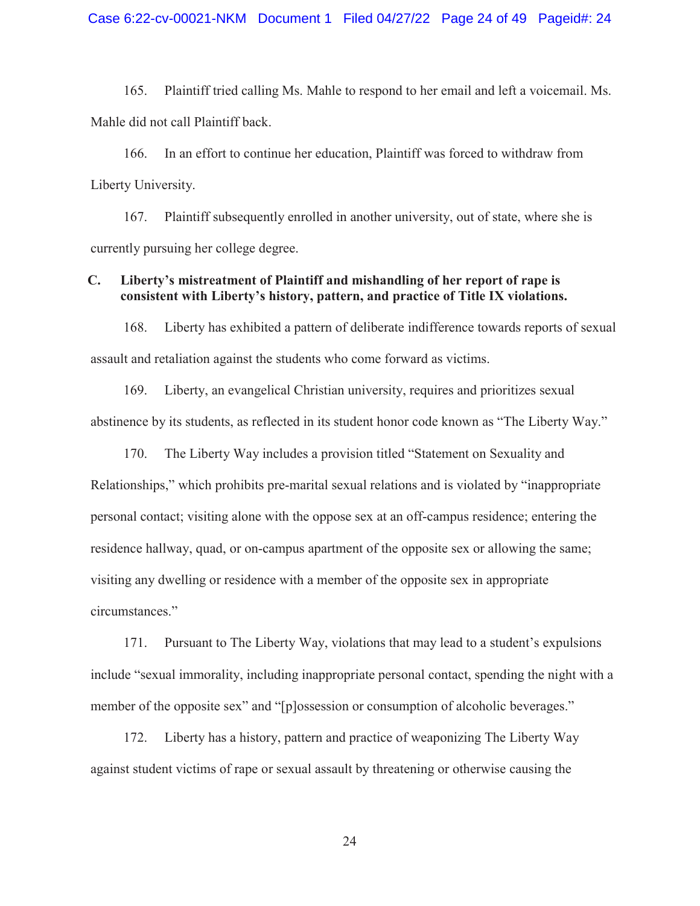165. Plaintiff tried calling Ms. Mahle to respond to her email and left a voicemail. Ms. Mahle did not call Plaintiff back.

166. In an effort to continue her education, Plaintiff was forced to withdraw from Liberty University.

167. Plaintiff subsequently enrolled in another university, out of state, where she is currently pursuing her college degree.

### C. Liberty's mistreatment of Plaintiff and mishandling of her report of rape is consistent with Liberty's history, pattern, and practice of Title IX violations.

168. Liberty has exhibited a pattern of deliberate indifference towards reports of sexual assault and retaliation against the students who come forward as victims.

169. Liberty, an evangelical Christian university, requires and prioritizes sexual abstinence by its students, as reflected in its student honor code known as "The Liberty Way."

170. The Liberty Way includes a provision titled "Statement on Sexuality and Relationships," which prohibits pre-marital sexual relations and is violated by "inappropriate personal contact; visiting alone with the oppose sex at an off-campus residence; entering the residence hallway, quad, or on-campus apartment of the opposite sex or allowing the same; visiting any dwelling or residence with a member of the opposite sex in appropriate circumstances."

171. Pursuant to The Liberty Way, violations that may lead to a student's expulsions include "sexual immorality, including inappropriate personal contact, spending the night with a member of the opposite sex" and "[p]ossession or consumption of alcoholic beverages."

172. Liberty has a history, pattern and practice of weaponizing The Liberty Way against student victims of rape or sexual assault by threatening or otherwise causing the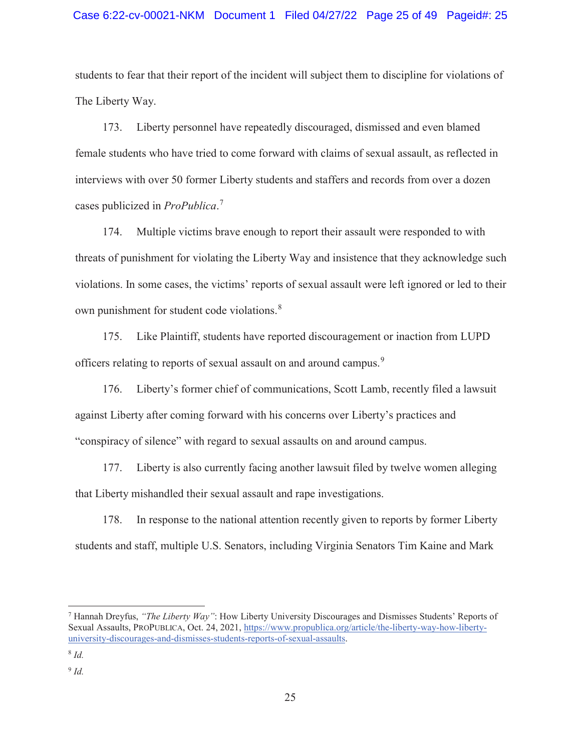students to fear that their report of the incident will subject them to discipline for violations of The Liberty Way.

173. Liberty personnel have repeatedly discouraged, dismissed and even blamed female students who have tried to come forward with claims of sexual assault, as reflected in interviews with over 50 former Liberty students and staffers and records from over a dozen cases publicized in *ProPublica*.[7]

174. Multiple victims brave enough to report their assault were responded to with threats of punishment for violating the Liberty Way and insistence that they acknowledge such violations. In some cases, the victims' reports of sexual assault were left ignored or led to their own punishment for student code violations.[8]

175. Like Plaintiff, students have reported discouragement or inaction from LUPD officers relating to reports of sexual assault on and around campus.[9]

176. Liberty's former chief of communications, Scott Lamb, recently filed a lawsuit against Liberty after coming forward with his concerns over Liberty's practices and "conspiracy of silence" with regard to sexual assaults on and around campus.

177. Liberty is also currently facing another lawsuit filed by twelve women alleging that Liberty mishandled their sexual assault and rape investigations.

178. In response to the national attention recently given to reports by former Liberty students and staff, multiple U.S. Senators, including Virginia Senators Tim Kaine and Mark

---

[7] Hannah Dreyfus, *"The Liberty Way"*: How Liberty University Discourages and Dismisses Students' Reports of Sexual Assaults, PROPUBLICA, Oct. 24, 2021, https://www.propublica.org/article/the-liberty-way-how-liberty-university-discourages-and-dismisses-students-reports-of-sexual-assaults.

[8] *Id.*

[9] *Id.*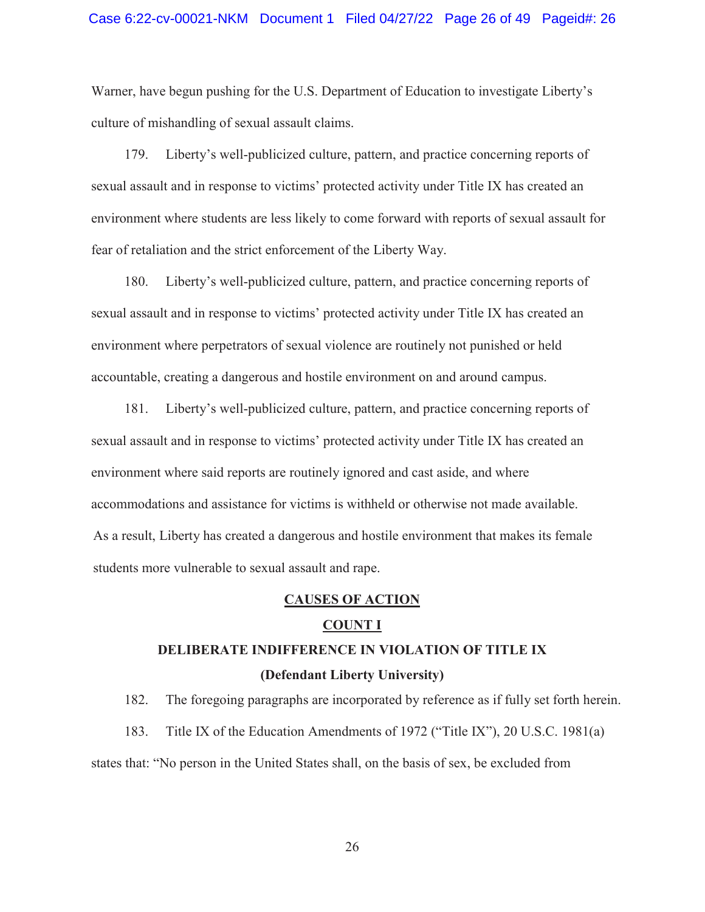Warner, have begun pushing for the U.S. Department of Education to investigate Liberty's culture of mishandling of sexual assault claims.

179. Liberty's well-publicized culture, pattern, and practice concerning reports of sexual assault and in response to victims' protected activity under Title IX has created an environment where students are less likely to come forward with reports of sexual assault for fear of retaliation and the strict enforcement of the Liberty Way.

180. Liberty's well-publicized culture, pattern, and practice concerning reports of sexual assault and in response to victims' protected activity under Title IX has created an environment where perpetrators of sexual violence are routinely not punished or held accountable, creating a dangerous and hostile environment on and around campus.

181. Liberty's well-publicized culture, pattern, and practice concerning reports of sexual assault and in response to victims' protected activity under Title IX has created an environment where said reports are routinely ignored and cast aside, and where accommodations and assistance for victims is withheld or otherwise not made available. As a result, Liberty has created a dangerous and hostile environment that makes its female students more vulnerable to sexual assault and rape.

## CAUSES OF ACTION

## COUNT I

## DELIBERATE INDIFFERENCE IN VIOLATION OF TITLE IX

**(Defendant Liberty University)**

182. The foregoing paragraphs are incorporated by reference as if fully set forth herein.

183. Title IX of the Education Amendments of 1972 ("Title IX"), 20 U.S.C. 1981(a) states that: "No person in the United States shall, on the basis of sex, be excluded from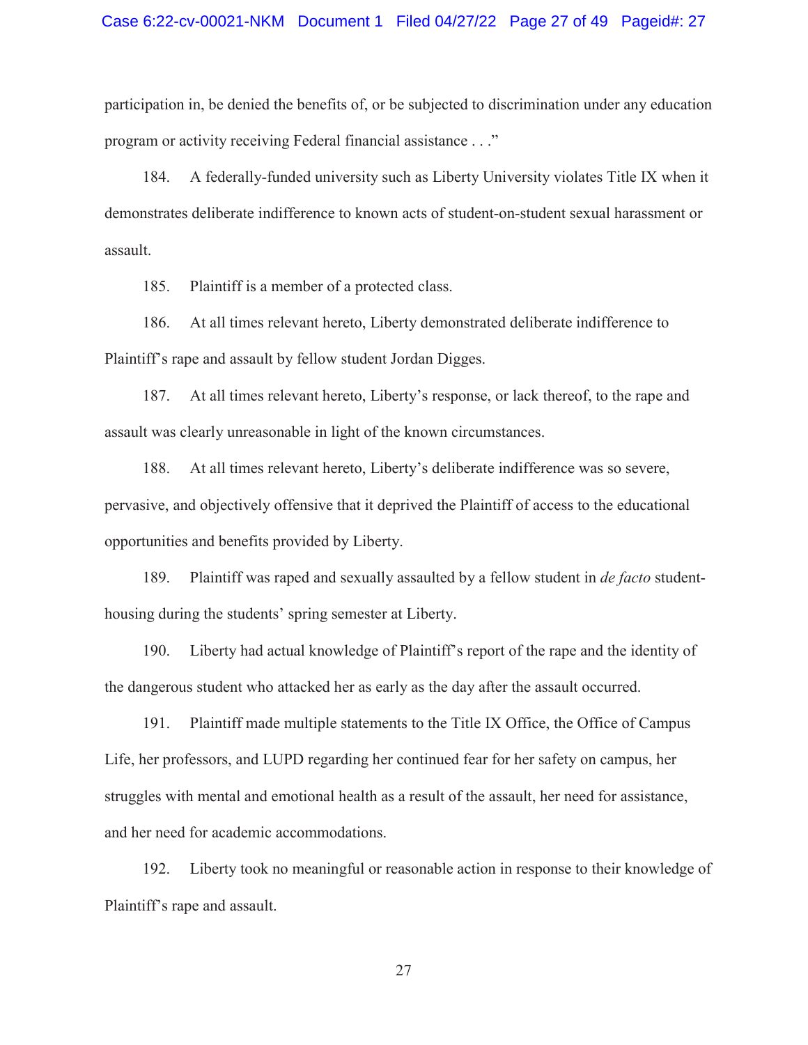participation in, be denied the benefits of, or be subjected to discrimination under any education program or activity receiving Federal financial assistance . . ."

184. A federally-funded university such as Liberty University violates Title IX when it demonstrates deliberate indifference to known acts of student-on-student sexual harassment or assault.

185. Plaintiff is a member of a protected class.

186. At all times relevant hereto, Liberty demonstrated deliberate indifference to Plaintiff's rape and assault by fellow student Jordan Digges.

187. At all times relevant hereto, Liberty's response, or lack thereof, to the rape and assault was clearly unreasonable in light of the known circumstances.

188. At all times relevant hereto, Liberty's deliberate indifference was so severe, pervasive, and objectively offensive that it deprived the Plaintiff of access to the educational opportunities and benefits provided by Liberty.

189. Plaintiff was raped and sexually assaulted by a fellow student in *de facto* student-housing during the students' spring semester at Liberty.

190. Liberty had actual knowledge of Plaintiff's report of the rape and the identity of the dangerous student who attacked her as early as the day after the assault occurred.

191. Plaintiff made multiple statements to the Title IX Office, the Office of Campus Life, her professors, and LUPD regarding her continued fear for her safety on campus, her struggles with mental and emotional health as a result of the assault, her need for assistance, and her need for academic accommodations.

192. Liberty took no meaningful or reasonable action in response to their knowledge of Plaintiff's rape and assault.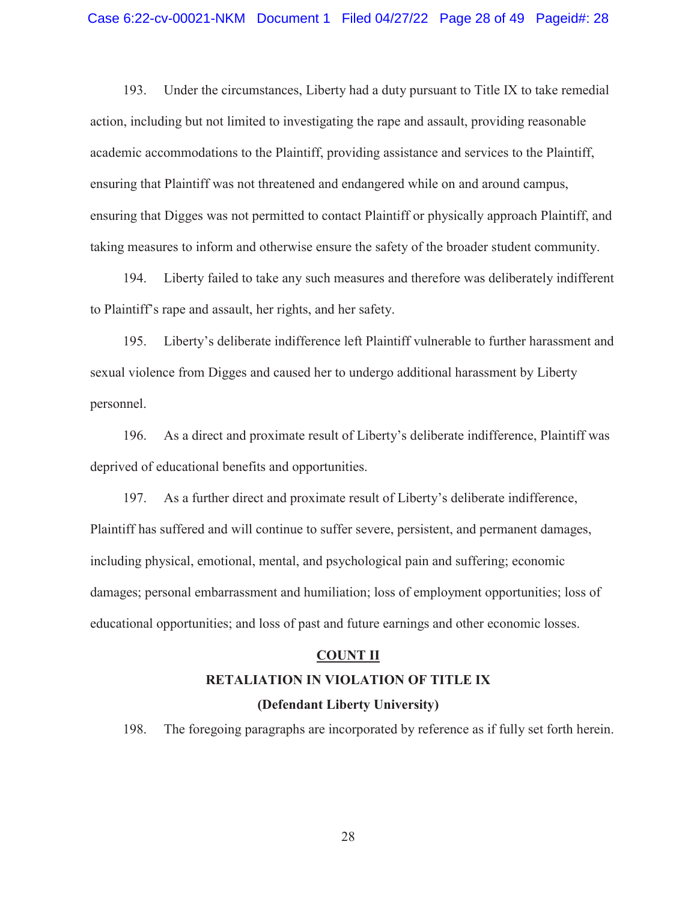193. Under the circumstances, Liberty had a duty pursuant to Title IX to take remedial action, including but not limited to investigating the rape and assault, providing reasonable academic accommodations to the Plaintiff, providing assistance and services to the Plaintiff, ensuring that Plaintiff was not threatened and endangered while on and around campus, ensuring that Digges was not permitted to contact Plaintiff or physically approach Plaintiff, and taking measures to inform and otherwise ensure the safety of the broader student community.

194. Liberty failed to take any such measures and therefore was deliberately indifferent to Plaintiff's rape and assault, her rights, and her safety.

195. Liberty's deliberate indifference left Plaintiff vulnerable to further harassment and sexual violence from Digges and caused her to undergo additional harassment by Liberty personnel.

196. As a direct and proximate result of Liberty's deliberate indifference, Plaintiff was deprived of educational benefits and opportunities.

197. As a further direct and proximate result of Liberty's deliberate indifference, Plaintiff has suffered and will continue to suffer severe, persistent, and permanent damages, including physical, emotional, mental, and psychological pain and suffering; economic damages; personal embarrassment and humiliation; loss of employment opportunities; loss of educational opportunities; and loss of past and future earnings and other economic losses.

## COUNT II

### RETALIATION IN VIOLATION OF TITLE IX

### (Defendant Liberty University)

198. The foregoing paragraphs are incorporated by reference as if fully set forth herein.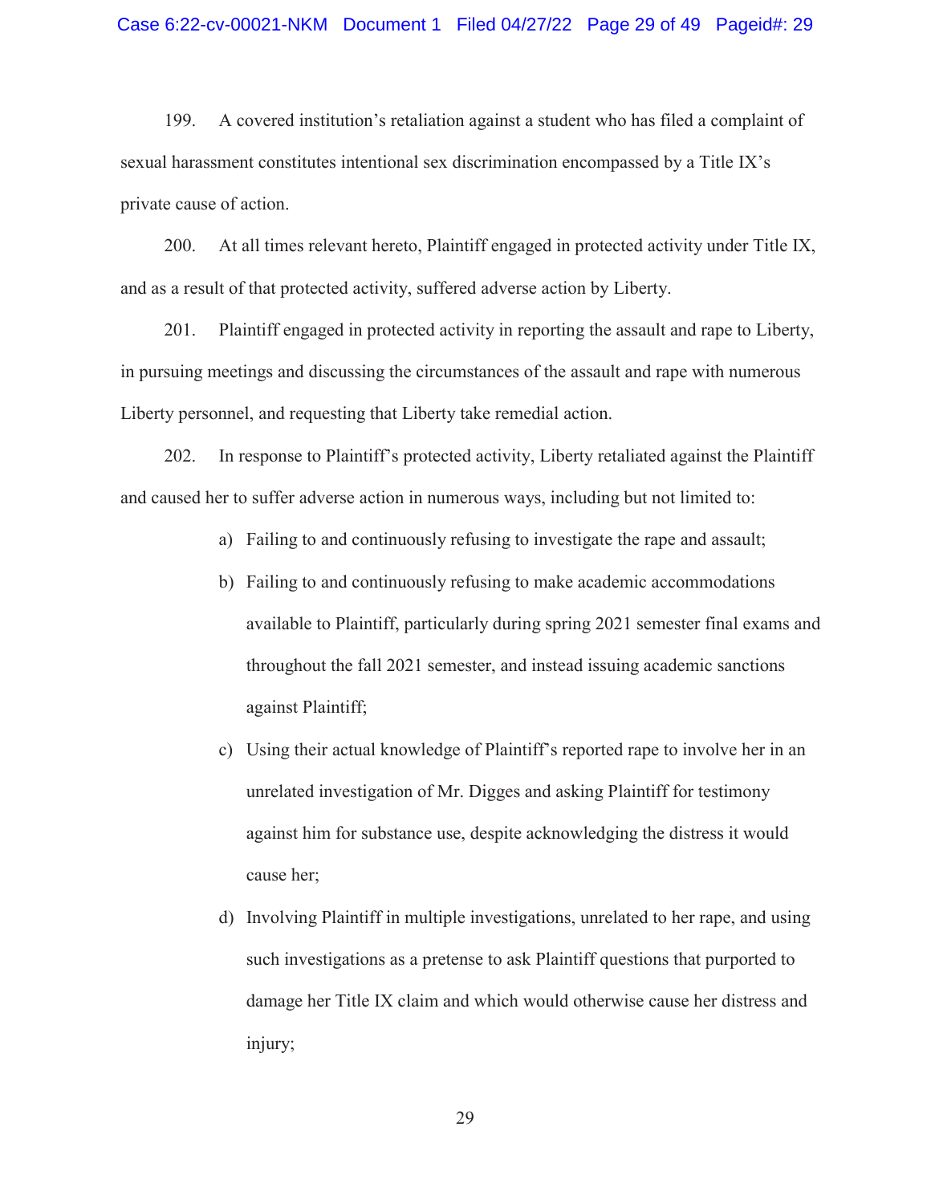199. A covered institution's retaliation against a student who has filed a complaint of sexual harassment constitutes intentional sex discrimination encompassed by a Title IX's private cause of action.

200. At all times relevant hereto, Plaintiff engaged in protected activity under Title IX, and as a result of that protected activity, suffered adverse action by Liberty.

201. Plaintiff engaged in protected activity in reporting the assault and rape to Liberty, in pursuing meetings and discussing the circumstances of the assault and rape with numerous Liberty personnel, and requesting that Liberty take remedial action.

202. In response to Plaintiff's protected activity, Liberty retaliated against the Plaintiff and caused her to suffer adverse action in numerous ways, including but not limited to:

a) Failing to and continuously refusing to investigate the rape and assault;

b) Failing to and continuously refusing to make academic accommodations available to Plaintiff, particularly during spring 2021 semester final exams and throughout the fall 2021 semester, and instead issuing academic sanctions against Plaintiff;

c) Using their actual knowledge of Plaintiff's reported rape to involve her in an unrelated investigation of Mr. Digges and asking Plaintiff for testimony against him for substance use, despite acknowledging the distress it would cause her;

d) Involving Plaintiff in multiple investigations, unrelated to her rape, and using such investigations as a pretense to ask Plaintiff questions that purported to damage her Title IX claim and which would otherwise cause her distress and injury;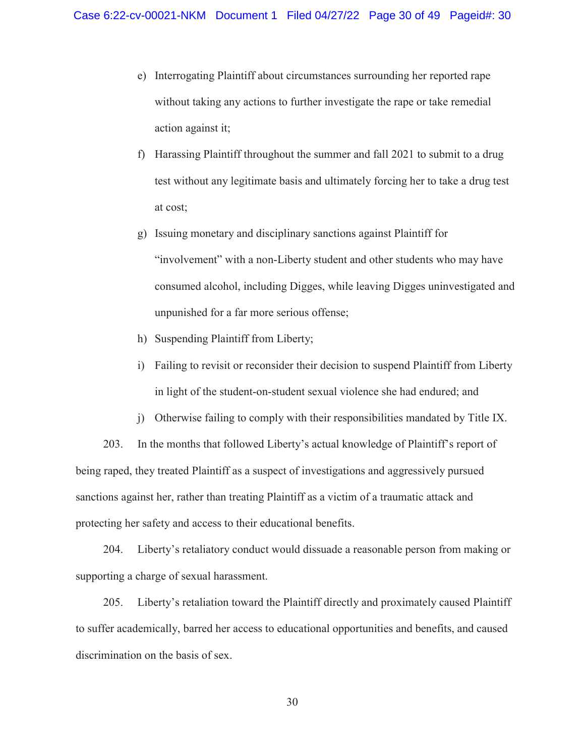e) Interrogating Plaintiff about circumstances surrounding her reported rape without taking any actions to further investigate the rape or take remedial action against it;

f) Harassing Plaintiff throughout the summer and fall 2021 to submit to a drug test without any legitimate basis and ultimately forcing her to take a drug test at cost;

g) Issuing monetary and disciplinary sanctions against Plaintiff for "involvement" with a non-Liberty student and other students who may have consumed alcohol, including Digges, while leaving Digges uninvestigated and unpunished for a far more serious offense;

h) Suspending Plaintiff from Liberty;

i) Failing to revisit or reconsider their decision to suspend Plaintiff from Liberty in light of the student-on-student sexual violence she had endured; and

j) Otherwise failing to comply with their responsibilities mandated by Title IX.

203. In the months that followed Liberty's actual knowledge of Plaintiff's report of being raped, they treated Plaintiff as a suspect of investigations and aggressively pursued sanctions against her, rather than treating Plaintiff as a victim of a traumatic attack and protecting her safety and access to their educational benefits.

204. Liberty's retaliatory conduct would dissuade a reasonable person from making or supporting a charge of sexual harassment.

205. Liberty's retaliation toward the Plaintiff directly and proximately caused Plaintiff to suffer academically, barred her access to educational opportunities and benefits, and caused discrimination on the basis of sex.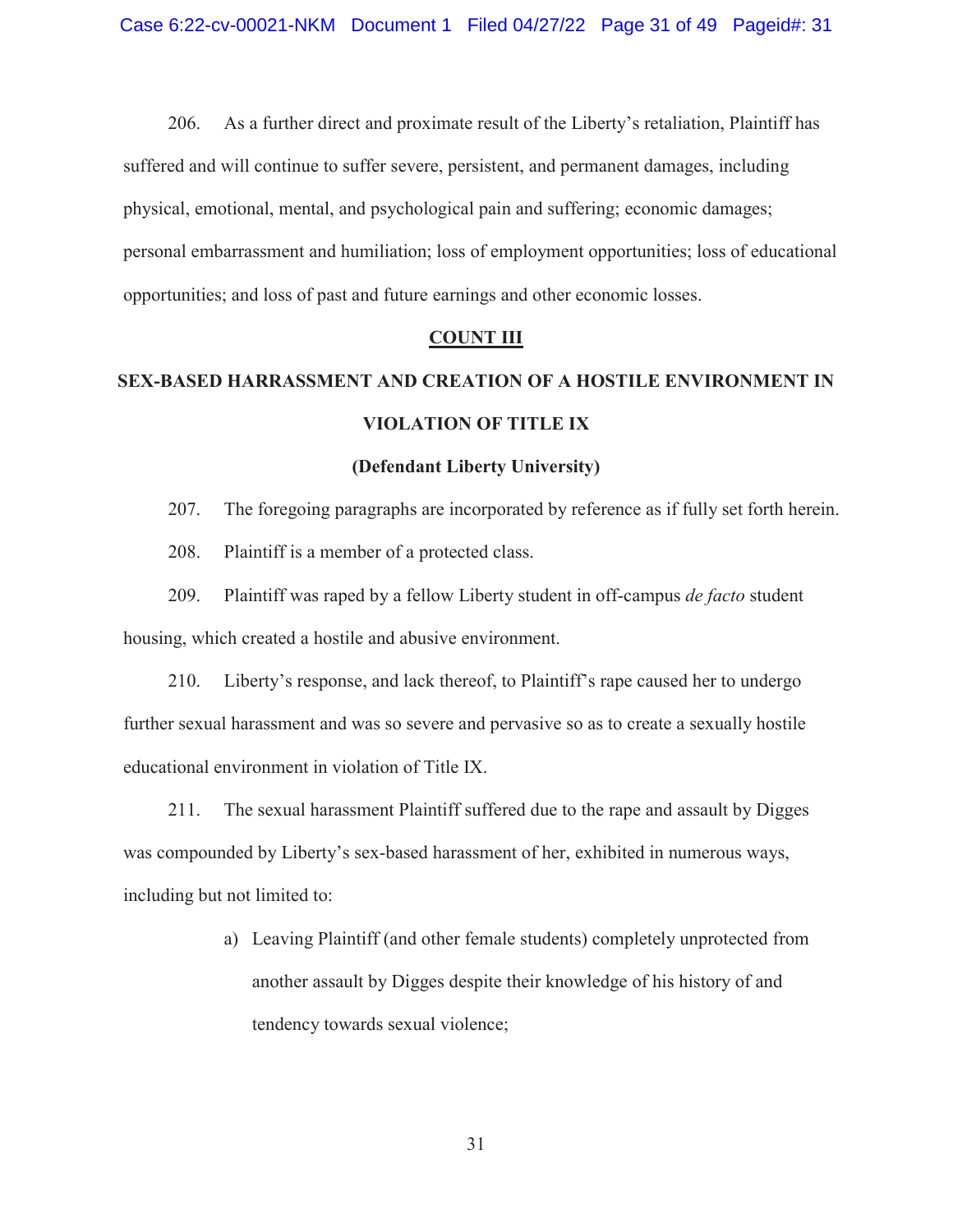206. As a further direct and proximate result of the Liberty's retaliation, Plaintiff has suffered and will continue to suffer severe, persistent, and permanent damages, including physical, emotional, mental, and psychological pain and suffering; economic damages; personal embarrassment and humiliation; loss of employment opportunities; loss of educational opportunities; and loss of past and future earnings and other economic losses.

## COUNT III

## SEX-BASED HARRASSMENT AND CREATION OF A HOSTILE ENVIRONMENT IN VIOLATION OF TITLE IX

### (Defendant Liberty University)

207. The foregoing paragraphs are incorporated by reference as if fully set forth herein.

208. Plaintiff is a member of a protected class.

209. Plaintiff was raped by a fellow Liberty student in off-campus *de facto* student housing, which created a hostile and abusive environment.

210. Liberty's response, and lack thereof, to Plaintiff's rape caused her to undergo further sexual harassment and was so severe and pervasive so as to create a sexually hostile educational environment in violation of Title IX.

211. The sexual harassment Plaintiff suffered due to the rape and assault by Digges was compounded by Liberty's sex-based harassment of her, exhibited in numerous ways, including but not limited to:

a) Leaving Plaintiff (and other female students) completely unprotected from another assault by Digges despite their knowledge of his history of and tendency towards sexual violence;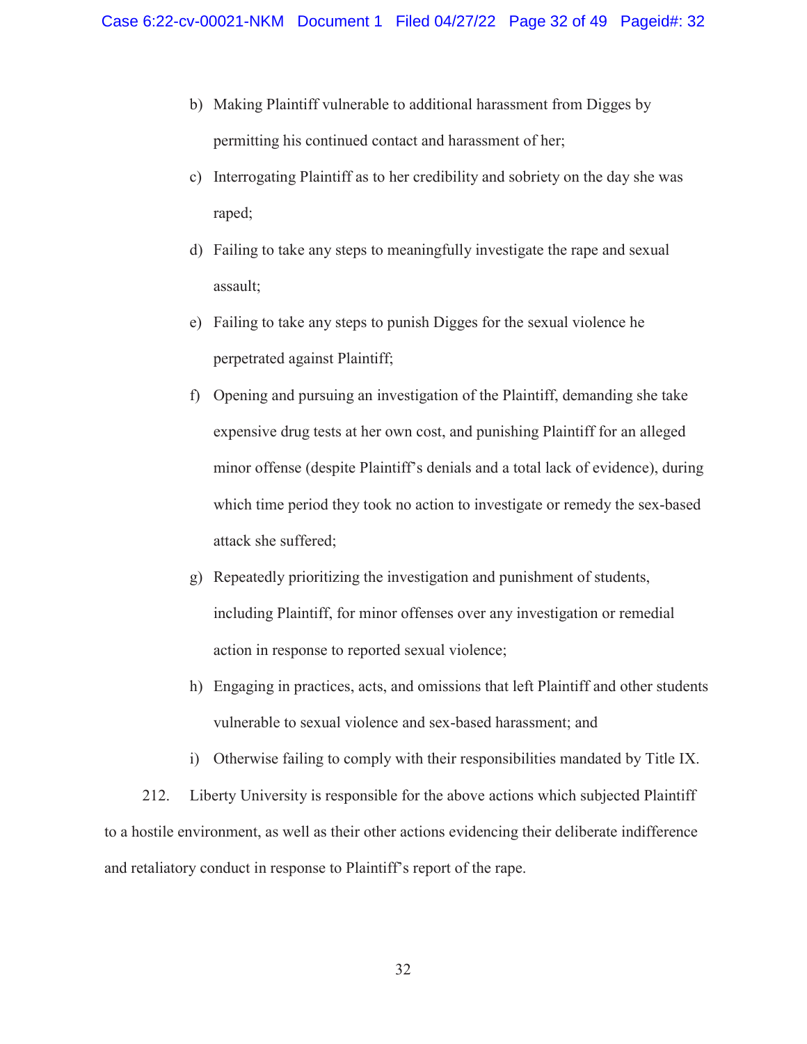b) Making Plaintiff vulnerable to additional harassment from Digges by permitting his continued contact and harassment of her;

c) Interrogating Plaintiff as to her credibility and sobriety on the day she was raped;

d) Failing to take any steps to meaningfully investigate the rape and sexual assault;

e) Failing to take any steps to punish Digges for the sexual violence he perpetrated against Plaintiff;

f) Opening and pursuing an investigation of the Plaintiff, demanding she take expensive drug tests at her own cost, and punishing Plaintiff for an alleged minor offense (despite Plaintiff's denials and a total lack of evidence), during which time period they took no action to investigate or remedy the sex-based attack she suffered;

g) Repeatedly prioritizing the investigation and punishment of students, including Plaintiff, for minor offenses over any investigation or remedial action in response to reported sexual violence;

h) Engaging in practices, acts, and omissions that left Plaintiff and other students vulnerable to sexual violence and sex-based harassment; and

i) Otherwise failing to comply with their responsibilities mandated by Title IX.

212. Liberty University is responsible for the above actions which subjected Plaintiff to a hostile environment, as well as their other actions evidencing their deliberate indifference and retaliatory conduct in response to Plaintiff's report of the rape.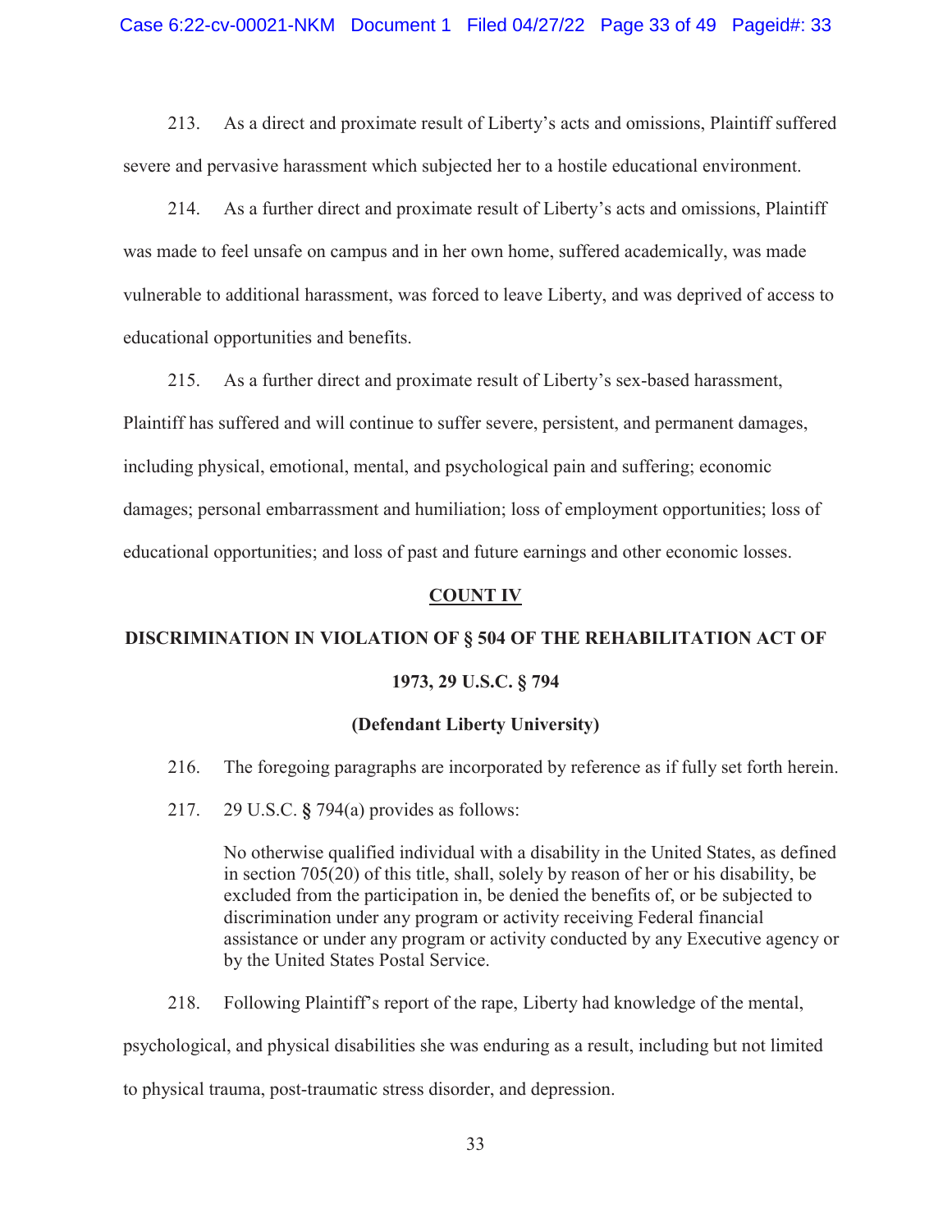213. As a direct and proximate result of Liberty's acts and omissions, Plaintiff suffered severe and pervasive harassment which subjected her to a hostile educational environment.

214. As a further direct and proximate result of Liberty's acts and omissions, Plaintiff was made to feel unsafe on campus and in her own home, suffered academically, was made vulnerable to additional harassment, was forced to leave Liberty, and was deprived of access to educational opportunities and benefits.

215. As a further direct and proximate result of Liberty's sex-based harassment, Plaintiff has suffered and will continue to suffer severe, persistent, and permanent damages, including physical, emotional, mental, and psychological pain and suffering; economic damages; personal embarrassment and humiliation; loss of employment opportunities; loss of educational opportunities; and loss of past and future earnings and other economic losses.

## COUNT IV

## DISCRIMINATION IN VIOLATION OF § 504 OF THE REHABILITATION ACT OF 1973, 29 U.S.C. § 794

### (Defendant Liberty University)

216. The foregoing paragraphs are incorporated by reference as if fully set forth herein.

217. 29 U.S.C. § 794(a) provides as follows:

> No otherwise qualified individual with a disability in the United States, as defined in section 705(20) of this title, shall, solely by reason of her or his disability, be excluded from the participation in, be denied the benefits of, or be subjected to discrimination under any program or activity receiving Federal financial assistance or under any program or activity conducted by any Executive agency or by the United States Postal Service.

218. Following Plaintiff's report of the rape, Liberty had knowledge of the mental, psychological, and physical disabilities she was enduring as a result, including but not limited to physical trauma, post-traumatic stress disorder, and depression.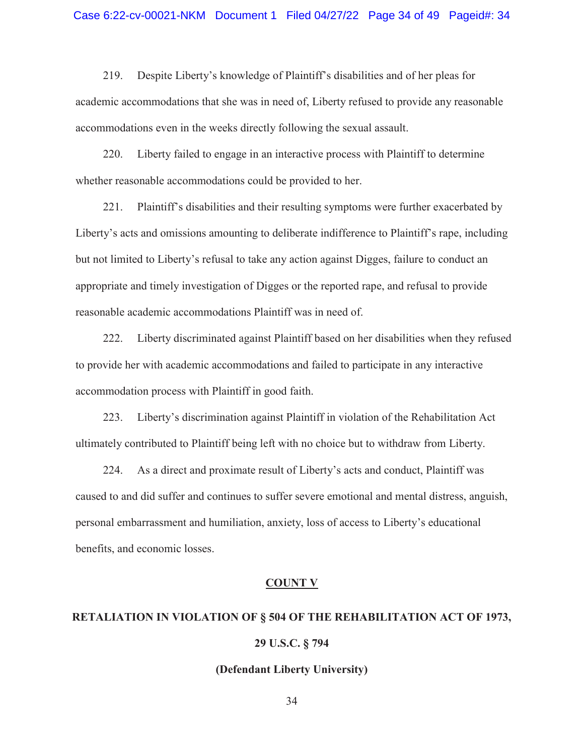219. Despite Liberty's knowledge of Plaintiff's disabilities and of her pleas for academic accommodations that she was in need of, Liberty refused to provide any reasonable accommodations even in the weeks directly following the sexual assault.

220. Liberty failed to engage in an interactive process with Plaintiff to determine whether reasonable accommodations could be provided to her.

221. Plaintiff's disabilities and their resulting symptoms were further exacerbated by Liberty's acts and omissions amounting to deliberate indifference to Plaintiff's rape, including but not limited to Liberty's refusal to take any action against Digges, failure to conduct an appropriate and timely investigation of Digges or the reported rape, and refusal to provide reasonable academic accommodations Plaintiff was in need of.

222. Liberty discriminated against Plaintiff based on her disabilities when they refused to provide her with academic accommodations and failed to participate in any interactive accommodation process with Plaintiff in good faith.

223. Liberty's discrimination against Plaintiff in violation of the Rehabilitation Act ultimately contributed to Plaintiff being left with no choice but to withdraw from Liberty.

224. As a direct and proximate result of Liberty's acts and conduct, Plaintiff was caused to and did suffer and continues to suffer severe emotional and mental distress, anguish, personal embarrassment and humiliation, anxiety, loss of access to Liberty's educational benefits, and economic losses.

## COUNT V

## RETALIATION IN VIOLATION OF § 504 OF THE REHABILITATION ACT OF 1973, 29 U.S.C. § 794

**(Defendant Liberty University)**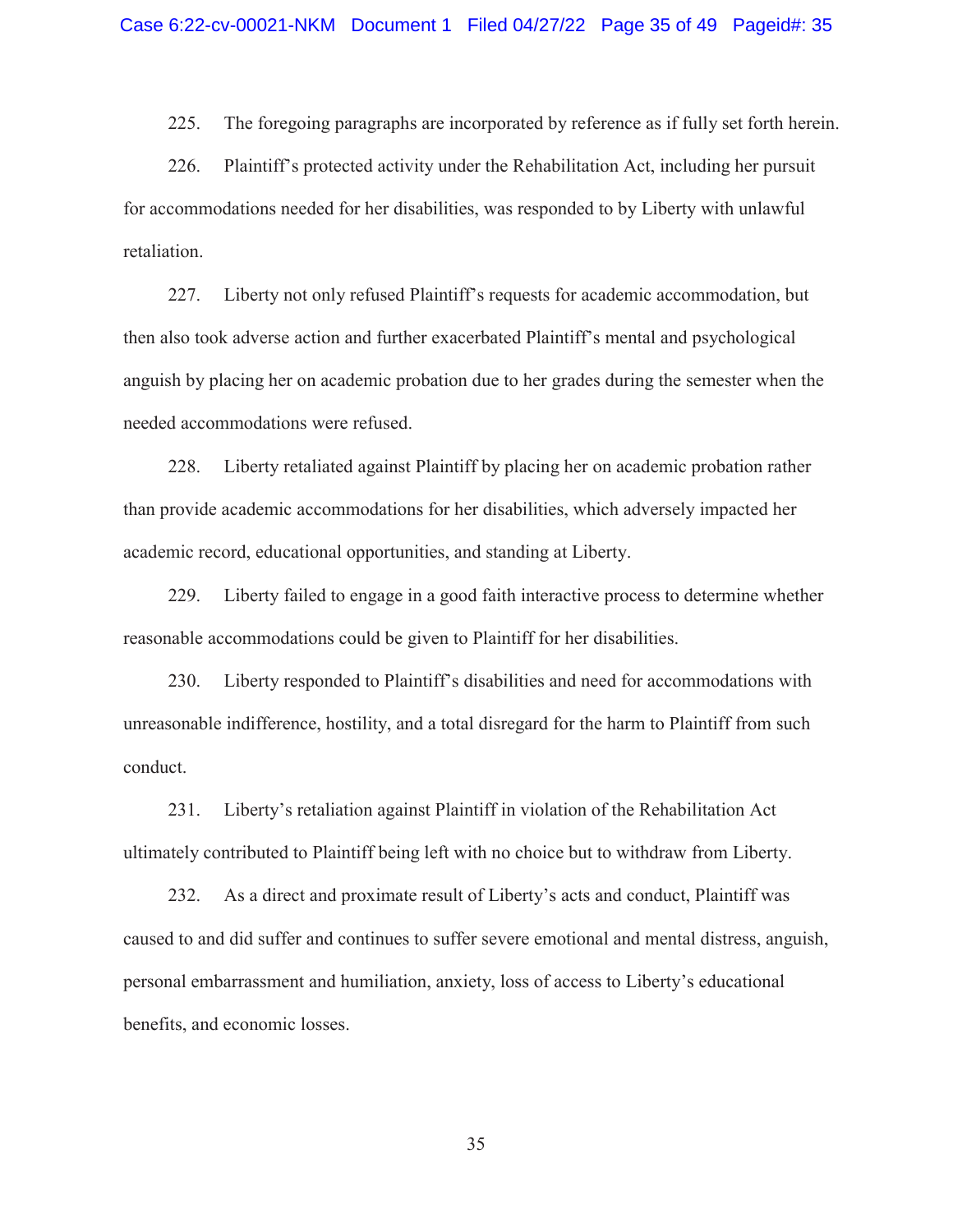225. The foregoing paragraphs are incorporated by reference as if fully set forth herein.

226. Plaintiff's protected activity under the Rehabilitation Act, including her pursuit for accommodations needed for her disabilities, was responded to by Liberty with unlawful retaliation.

227. Liberty not only refused Plaintiff's requests for academic accommodation, but then also took adverse action and further exacerbated Plaintiff's mental and psychological anguish by placing her on academic probation due to her grades during the semester when the needed accommodations were refused.

228. Liberty retaliated against Plaintiff by placing her on academic probation rather than provide academic accommodations for her disabilities, which adversely impacted her academic record, educational opportunities, and standing at Liberty.

229. Liberty failed to engage in a good faith interactive process to determine whether reasonable accommodations could be given to Plaintiff for her disabilities.

230. Liberty responded to Plaintiff's disabilities and need for accommodations with unreasonable indifference, hostility, and a total disregard for the harm to Plaintiff from such conduct.

231. Liberty's retaliation against Plaintiff in violation of the Rehabilitation Act ultimately contributed to Plaintiff being left with no choice but to withdraw from Liberty.

232. As a direct and proximate result of Liberty's acts and conduct, Plaintiff was caused to and did suffer and continues to suffer severe emotional and mental distress, anguish, personal embarrassment and humiliation, anxiety, loss of access to Liberty's educational benefits, and economic losses.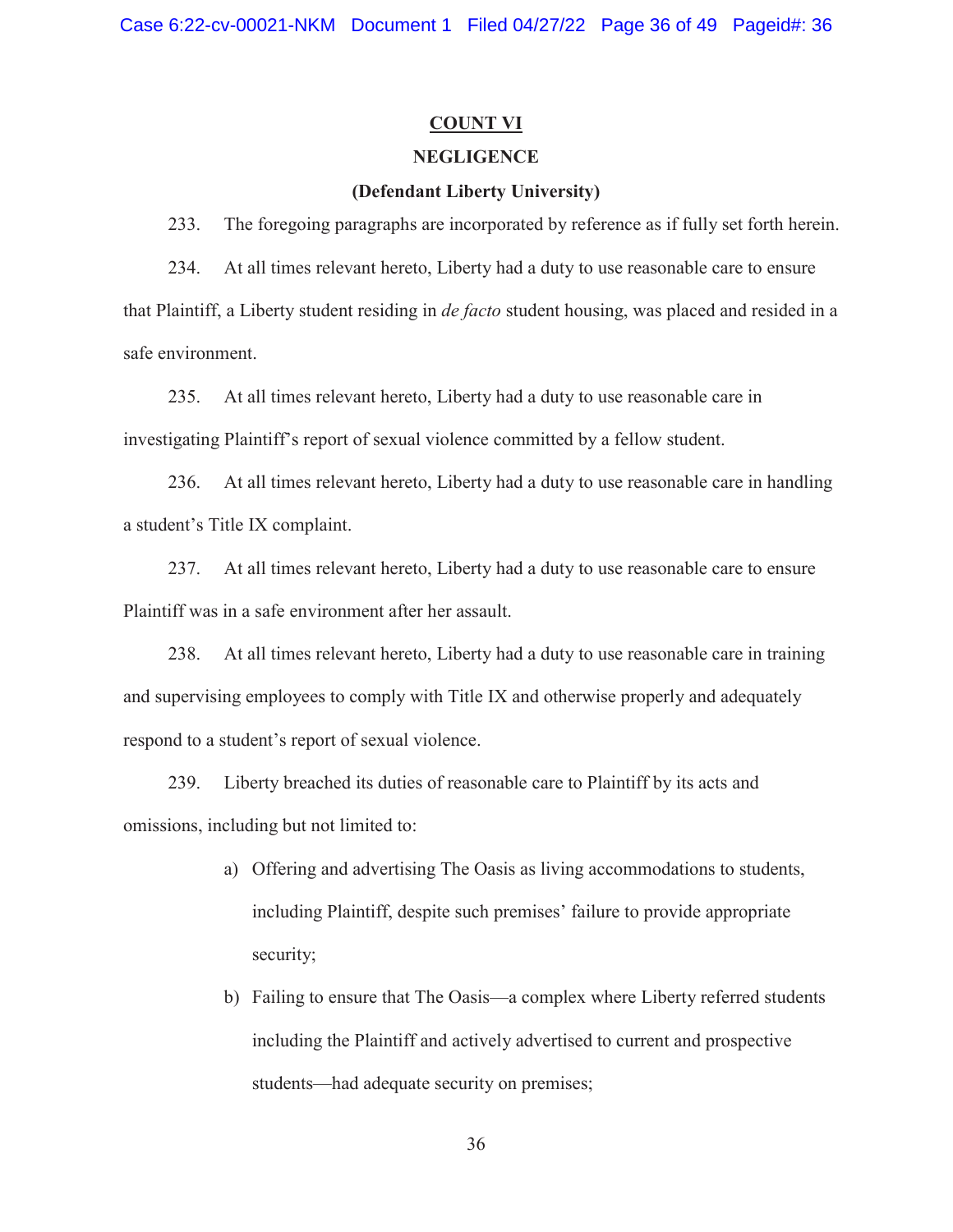**COUNT VI**

**NEGLIGENCE**

**(Defendant Liberty University)**

233. The foregoing paragraphs are incorporated by reference as if fully set forth herein.

234. At all times relevant hereto, Liberty had a duty to use reasonable care to ensure that Plaintiff, a Liberty student residing in *de facto* student housing, was placed and resided in a safe environment.

235. At all times relevant hereto, Liberty had a duty to use reasonable care in investigating Plaintiff's report of sexual violence committed by a fellow student.

236. At all times relevant hereto, Liberty had a duty to use reasonable care in handling a student's Title IX complaint.

237. At all times relevant hereto, Liberty had a duty to use reasonable care to ensure Plaintiff was in a safe environment after her assault.

238. At all times relevant hereto, Liberty had a duty to use reasonable care in training and supervising employees to comply with Title IX and otherwise properly and adequately respond to a student's report of sexual violence.

239. Liberty breached its duties of reasonable care to Plaintiff by its acts and omissions, including but not limited to:

a) Offering and advertising The Oasis as living accommodations to students, including Plaintiff, despite such premises' failure to provide appropriate security;

b) Failing to ensure that The Oasis—a complex where Liberty referred students including the Plaintiff and actively advertised to current and prospective students—had adequate security on premises;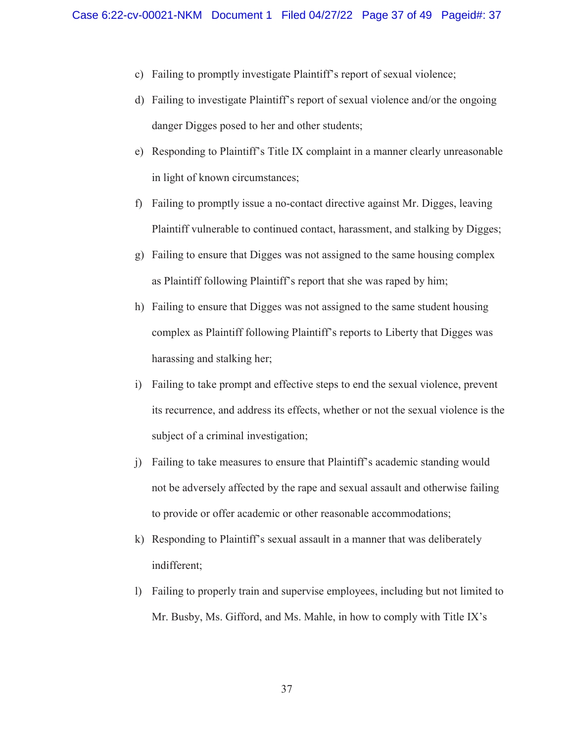c) Failing to promptly investigate Plaintiff's report of sexual violence;

d) Failing to investigate Plaintiff's report of sexual violence and/or the ongoing danger Digges posed to her and other students;

e) Responding to Plaintiff's Title IX complaint in a manner clearly unreasonable in light of known circumstances;

f) Failing to promptly issue a no-contact directive against Mr. Digges, leaving Plaintiff vulnerable to continued contact, harassment, and stalking by Digges;

g) Failing to ensure that Digges was not assigned to the same housing complex as Plaintiff following Plaintiff's report that she was raped by him;

h) Failing to ensure that Digges was not assigned to the same student housing complex as Plaintiff following Plaintiff's reports to Liberty that Digges was harassing and stalking her;

i) Failing to take prompt and effective steps to end the sexual violence, prevent its recurrence, and address its effects, whether or not the sexual violence is the subject of a criminal investigation;

j) Failing to take measures to ensure that Plaintiff's academic standing would not be adversely affected by the rape and sexual assault and otherwise failing to provide or offer academic or other reasonable accommodations;

k) Responding to Plaintiff's sexual assault in a manner that was deliberately indifferent;

l) Failing to properly train and supervise employees, including but not limited to Mr. Busby, Ms. Gifford, and Ms. Mahle, in how to comply with Title IX's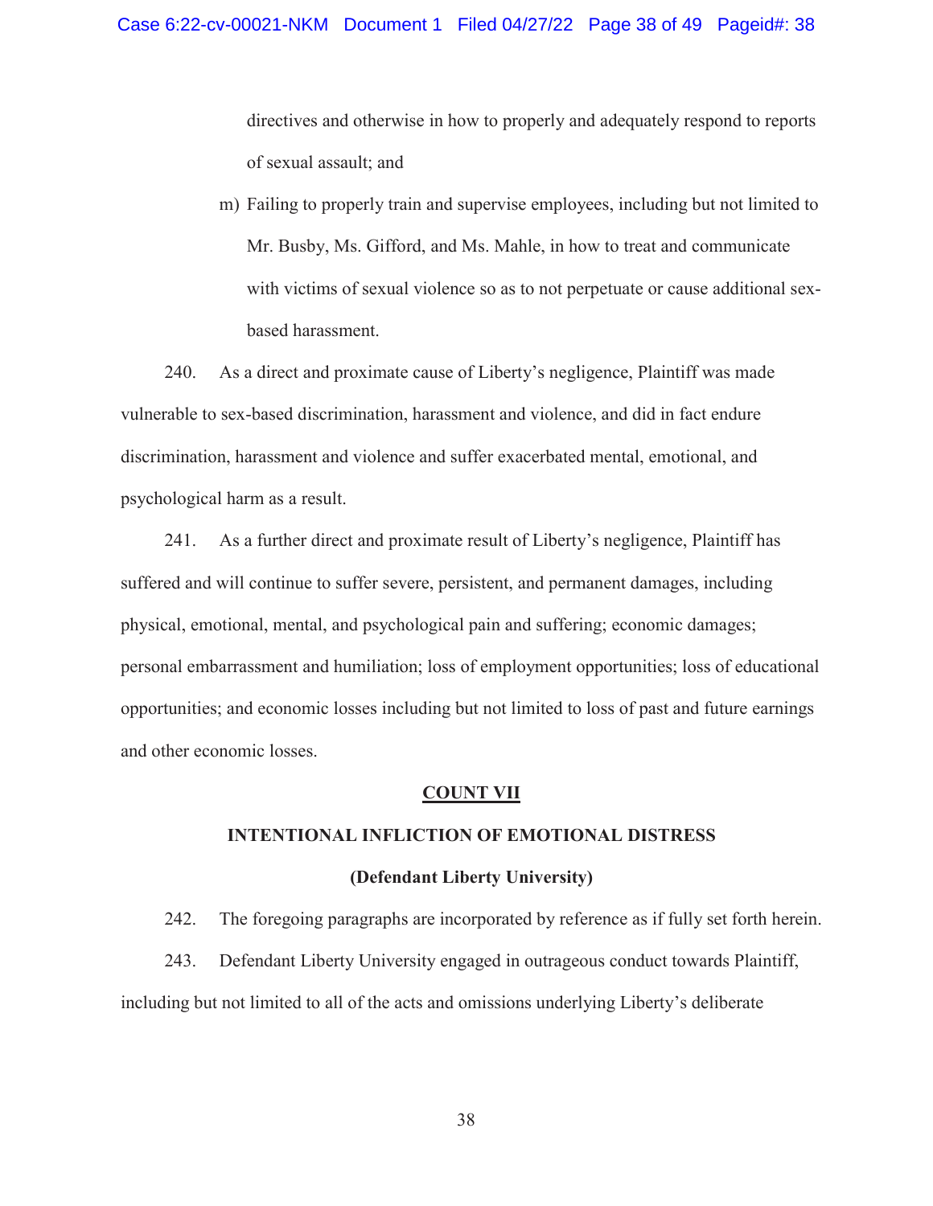directives and otherwise in how to properly and adequately respond to reports of sexual assault; and

m) Failing to properly train and supervise employees, including but not limited to Mr. Busby, Ms. Gifford, and Ms. Mahle, in how to treat and communicate with victims of sexual violence so as to not perpetuate or cause additional sex-based harassment.

240. As a direct and proximate cause of Liberty's negligence, Plaintiff was made vulnerable to sex-based discrimination, harassment and violence, and did in fact endure discrimination, harassment and violence and suffer exacerbated mental, emotional, and psychological harm as a result.

241. As a further direct and proximate result of Liberty's negligence, Plaintiff has suffered and will continue to suffer severe, persistent, and permanent damages, including physical, emotional, mental, and psychological pain and suffering; economic damages; personal embarrassment and humiliation; loss of employment opportunities; loss of educational opportunities; and economic losses including but not limited to loss of past and future earnings and other economic losses.

## COUNT VII

### INTENTIONAL INFLICTION OF EMOTIONAL DISTRESS

### (Defendant Liberty University)

242. The foregoing paragraphs are incorporated by reference as if fully set forth herein.

243. Defendant Liberty University engaged in outrageous conduct towards Plaintiff, including but not limited to all of the acts and omissions underlying Liberty's deliberate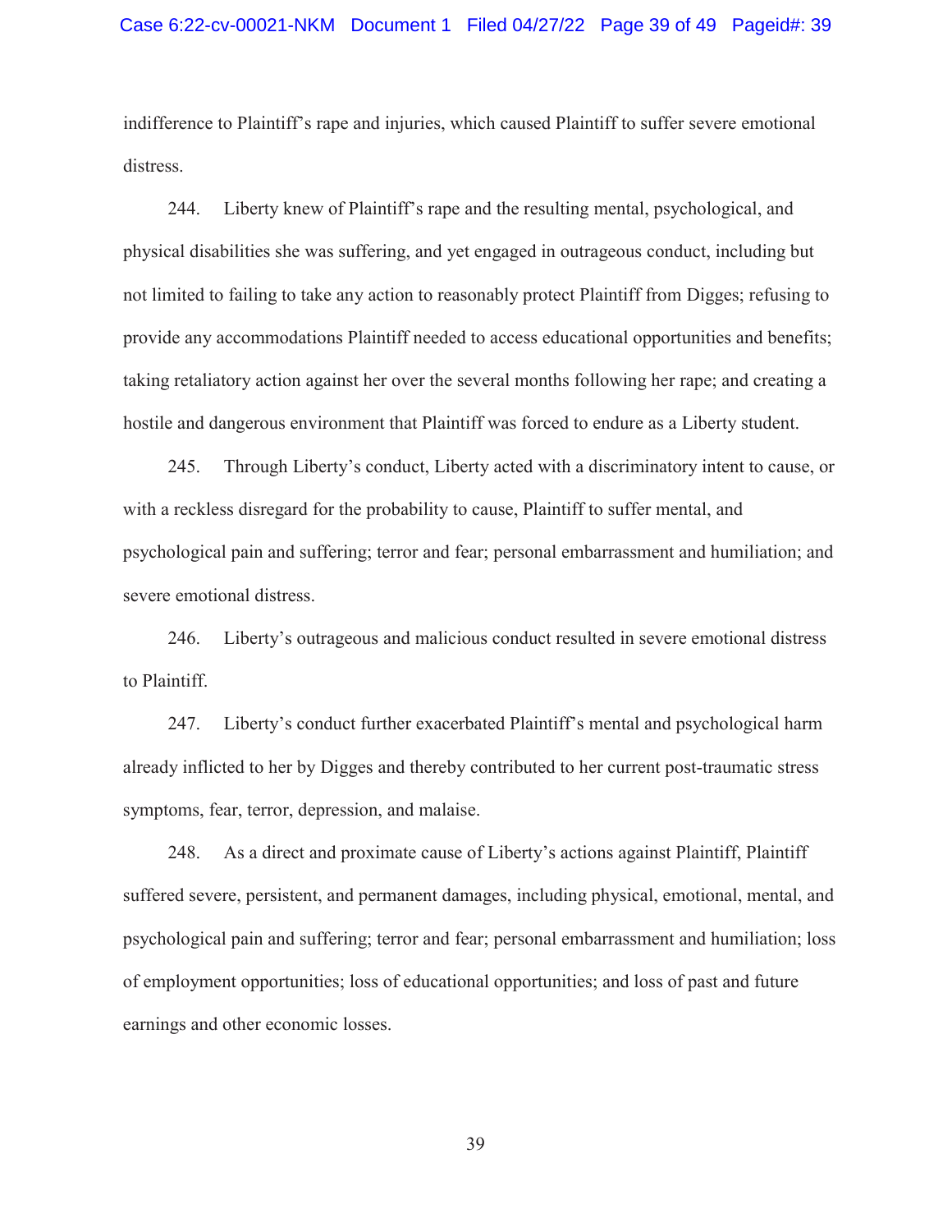indifference to Plaintiff's rape and injuries, which caused Plaintiff to suffer severe emotional distress.

244. Liberty knew of Plaintiff's rape and the resulting mental, psychological, and physical disabilities she was suffering, and yet engaged in outrageous conduct, including but not limited to failing to take any action to reasonably protect Plaintiff from Digges; refusing to provide any accommodations Plaintiff needed to access educational opportunities and benefits; taking retaliatory action against her over the several months following her rape; and creating a hostile and dangerous environment that Plaintiff was forced to endure as a Liberty student.

245. Through Liberty's conduct, Liberty acted with a discriminatory intent to cause, or with a reckless disregard for the probability to cause, Plaintiff to suffer mental, and psychological pain and suffering; terror and fear; personal embarrassment and humiliation; and severe emotional distress.

246. Liberty's outrageous and malicious conduct resulted in severe emotional distress to Plaintiff.

247. Liberty's conduct further exacerbated Plaintiff's mental and psychological harm already inflicted to her by Digges and thereby contributed to her current post-traumatic stress symptoms, fear, terror, depression, and malaise.

248. As a direct and proximate cause of Liberty's actions against Plaintiff, Plaintiff suffered severe, persistent, and permanent damages, including physical, emotional, mental, and psychological pain and suffering; terror and fear; personal embarrassment and humiliation; loss of employment opportunities; loss of educational opportunities; and loss of past and future earnings and other economic losses.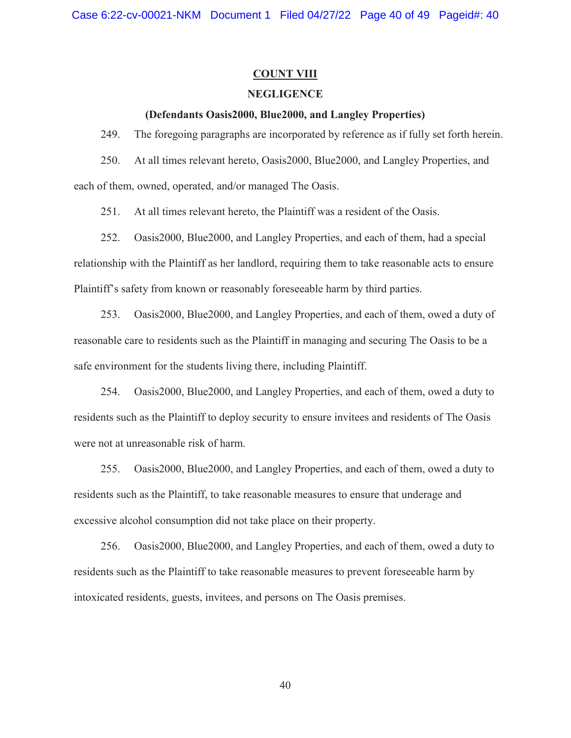## COUNT VIII

### NEGLIGENCE

### (Defendants Oasis2000, Blue2000, and Langley Properties)

249. The foregoing paragraphs are incorporated by reference as if fully set forth herein.

250. At all times relevant hereto, Oasis2000, Blue2000, and Langley Properties, and each of them, owned, operated, and/or managed The Oasis.

251. At all times relevant hereto, the Plaintiff was a resident of the Oasis.

252. Oasis2000, Blue2000, and Langley Properties, and each of them, had a special relationship with the Plaintiff as her landlord, requiring them to take reasonable acts to ensure Plaintiff's safety from known or reasonably foreseeable harm by third parties.

253. Oasis2000, Blue2000, and Langley Properties, and each of them, owed a duty of reasonable care to residents such as the Plaintiff in managing and securing The Oasis to be a safe environment for the students living there, including Plaintiff.

254. Oasis2000, Blue2000, and Langley Properties, and each of them, owed a duty to residents such as the Plaintiff to deploy security to ensure invitees and residents of The Oasis were not at unreasonable risk of harm.

255. Oasis2000, Blue2000, and Langley Properties, and each of them, owed a duty to residents such as the Plaintiff, to take reasonable measures to ensure that underage and excessive alcohol consumption did not take place on their property.

256. Oasis2000, Blue2000, and Langley Properties, and each of them, owed a duty to residents such as the Plaintiff to take reasonable measures to prevent foreseeable harm by intoxicated residents, guests, invitees, and persons on The Oasis premises.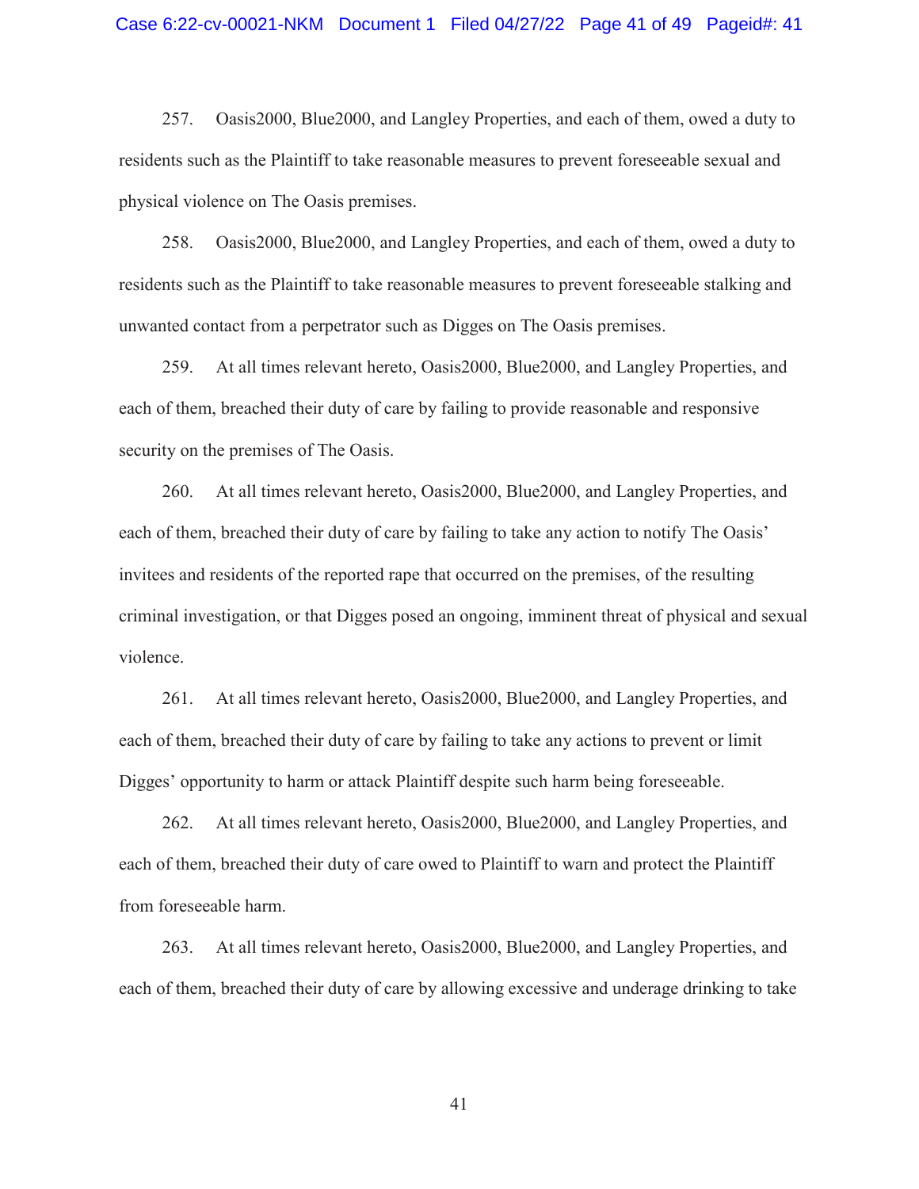257. Oasis2000, Blue2000, and Langley Properties, and each of them, owed a duty to residents such as the Plaintiff to take reasonable measures to prevent foreseeable sexual and physical violence on The Oasis premises.

258. Oasis2000, Blue2000, and Langley Properties, and each of them, owed a duty to residents such as the Plaintiff to take reasonable measures to prevent foreseeable stalking and unwanted contact from a perpetrator such as Digges on The Oasis premises.

259. At all times relevant hereto, Oasis2000, Blue2000, and Langley Properties, and each of them, breached their duty of care by failing to provide reasonable and responsive security on the premises of The Oasis.

260. At all times relevant hereto, Oasis2000, Blue2000, and Langley Properties, and each of them, breached their duty of care by failing to take any action to notify The Oasis' invitees and residents of the reported rape that occurred on the premises, of the resulting criminal investigation, or that Digges posed an ongoing, imminent threat of physical and sexual violence.

261. At all times relevant hereto, Oasis2000, Blue2000, and Langley Properties, and each of them, breached their duty of care by failing to take any actions to prevent or limit Digges' opportunity to harm or attack Plaintiff despite such harm being foreseeable.

262. At all times relevant hereto, Oasis2000, Blue2000, and Langley Properties, and each of them, breached their duty of care owed to Plaintiff to warn and protect the Plaintiff from foreseeable harm.

263. At all times relevant hereto, Oasis2000, Blue2000, and Langley Properties, and each of them, breached their duty of care by allowing excessive and underage drinking to take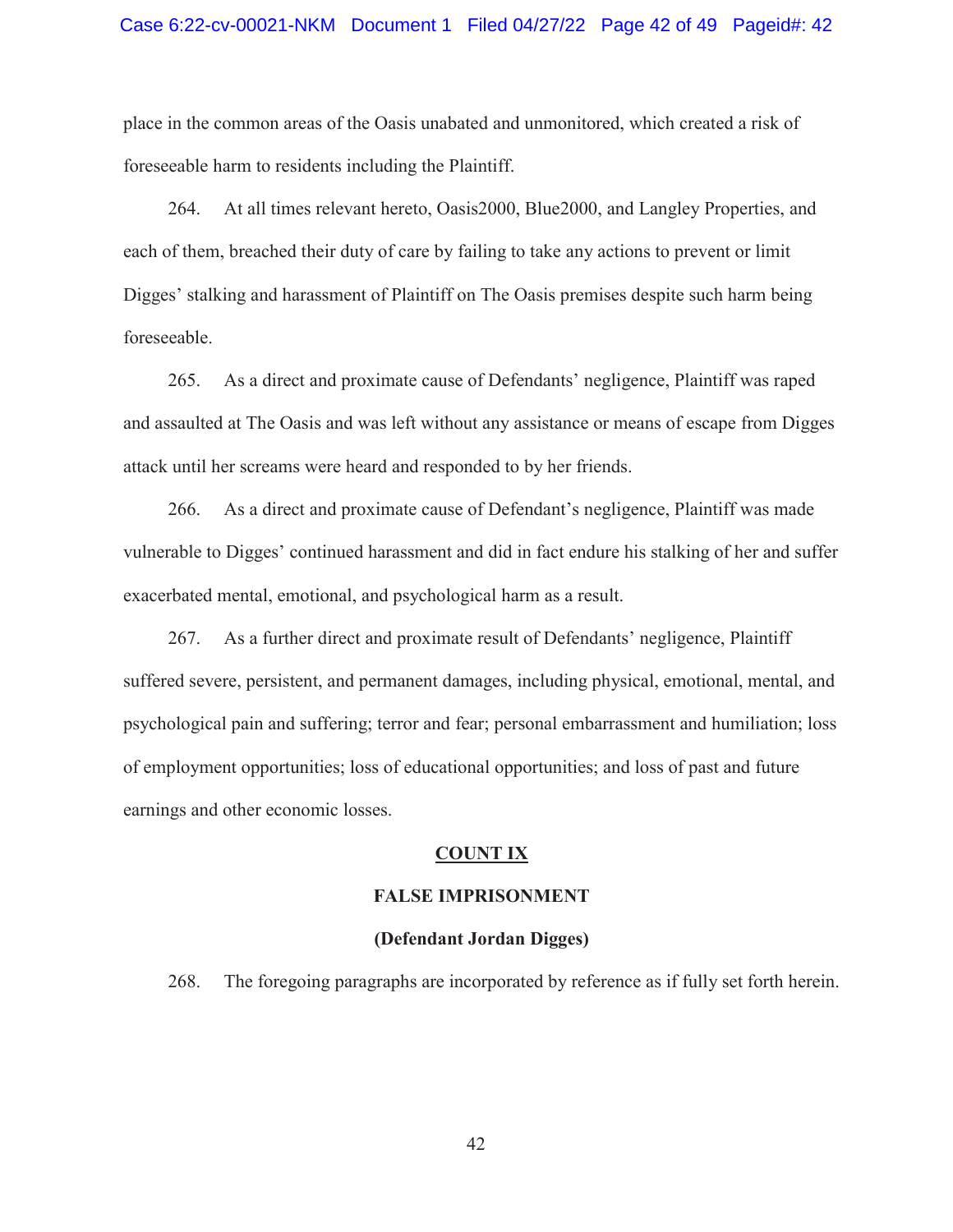place in the common areas of the Oasis unabated and unmonitored, which created a risk of foreseeable harm to residents including the Plaintiff.

264. At all times relevant hereto, Oasis2000, Blue2000, and Langley Properties, and each of them, breached their duty of care by failing to take any actions to prevent or limit Digges' stalking and harassment of Plaintiff on The Oasis premises despite such harm being foreseeable.

265. As a direct and proximate cause of Defendants' negligence, Plaintiff was raped and assaulted at The Oasis and was left without any assistance or means of escape from Digges attack until her screams were heard and responded to by her friends.

266. As a direct and proximate cause of Defendant's negligence, Plaintiff was made vulnerable to Digges' continued harassment and did in fact endure his stalking of her and suffer exacerbated mental, emotional, and psychological harm as a result.

267. As a further direct and proximate result of Defendants' negligence, Plaintiff suffered severe, persistent, and permanent damages, including physical, emotional, mental, and psychological pain and suffering; terror and fear; personal embarrassment and humiliation; loss of employment opportunities; loss of educational opportunities; and loss of past and future earnings and other economic losses.

## <u>COUNT IX</u>

## FALSE IMPRISONMENT

### (Defendant Jordan Digges)

268. The foregoing paragraphs are incorporated by reference as if fully set forth herein.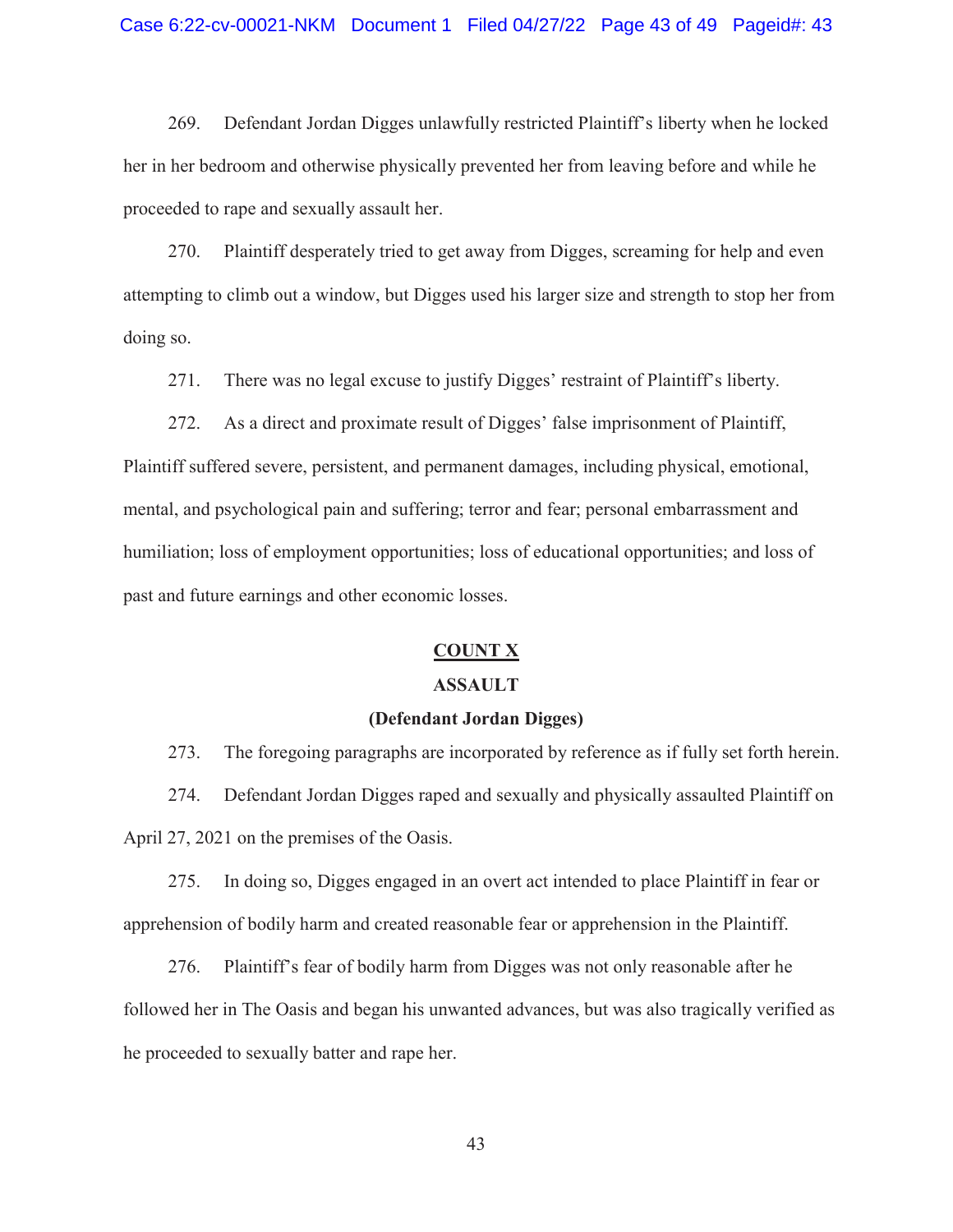269. Defendant Jordan Digges unlawfully restricted Plaintiff's liberty when he locked her in her bedroom and otherwise physically prevented her from leaving before and while he proceeded to rape and sexually assault her.

270. Plaintiff desperately tried to get away from Digges, screaming for help and even attempting to climb out a window, but Digges used his larger size and strength to stop her from doing so.

271. There was no legal excuse to justify Digges' restraint of Plaintiff's liberty.

272. As a direct and proximate result of Digges' false imprisonment of Plaintiff, Plaintiff suffered severe, persistent, and permanent damages, including physical, emotional, mental, and psychological pain and suffering; terror and fear; personal embarrassment and humiliation; loss of employment opportunities; loss of educational opportunities; and loss of past and future earnings and other economic losses.

## COUNT X

### ASSAULT

### (Defendant Jordan Digges)

273. The foregoing paragraphs are incorporated by reference as if fully set forth herein.

274. Defendant Jordan Digges raped and sexually and physically assaulted Plaintiff on April 27, 2021 on the premises of the Oasis.

275. In doing so, Digges engaged in an overt act intended to place Plaintiff in fear or apprehension of bodily harm and created reasonable fear or apprehension in the Plaintiff.

276. Plaintiff's fear of bodily harm from Digges was not only reasonable after he followed her in The Oasis and began his unwanted advances, but was also tragically verified as he proceeded to sexually batter and rape her.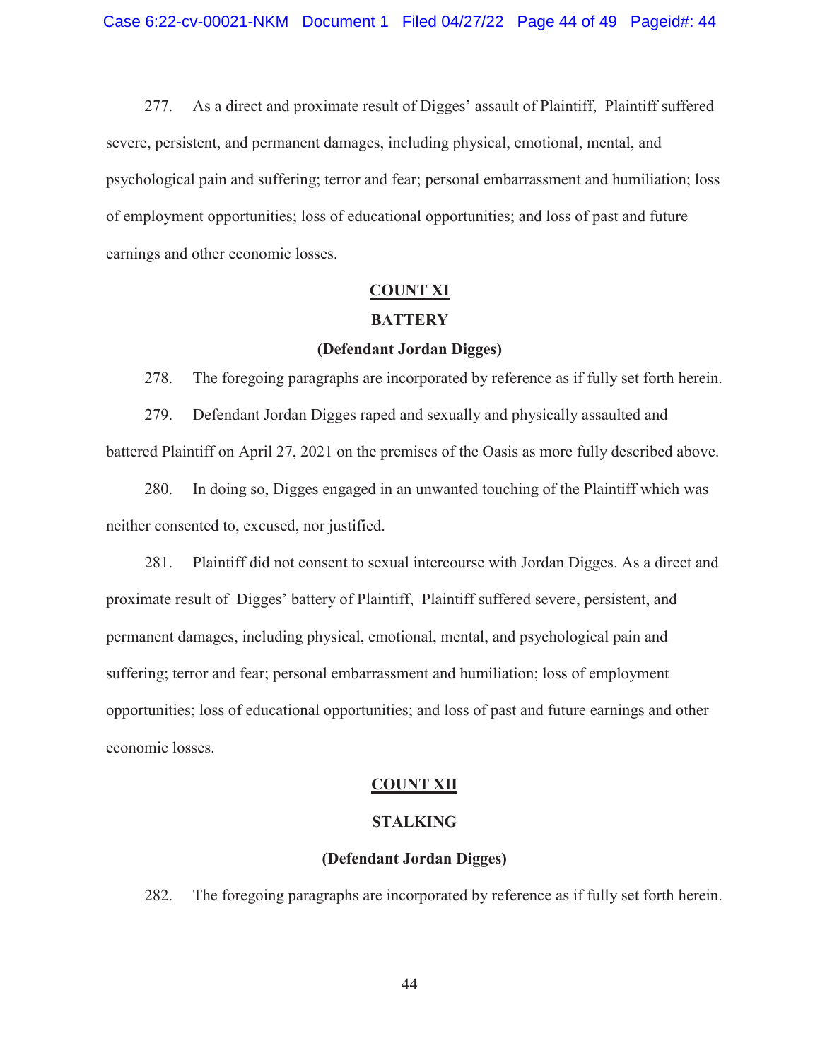277. As a direct and proximate result of Digges' assault of Plaintiff, Plaintiff suffered severe, persistent, and permanent damages, including physical, emotional, mental, and psychological pain and suffering; terror and fear; personal embarrassment and humiliation; loss of employment opportunities; loss of educational opportunities; and loss of past and future earnings and other economic losses.

## COUNT XI

## BATTERY

### (Defendant Jordan Digges)

278. The foregoing paragraphs are incorporated by reference as if fully set forth herein.

279. Defendant Jordan Digges raped and sexually and physically assaulted and battered Plaintiff on April 27, 2021 on the premises of the Oasis as more fully described above.

280. In doing so, Digges engaged in an unwanted touching of the Plaintiff which was neither consented to, excused, nor justified.

281. Plaintiff did not consent to sexual intercourse with Jordan Digges. As a direct and proximate result of Digges' battery of Plaintiff, Plaintiff suffered severe, persistent, and permanent damages, including physical, emotional, mental, and psychological pain and suffering; terror and fear; personal embarrassment and humiliation; loss of employment opportunities; loss of educational opportunities; and loss of past and future earnings and other economic losses.

## COUNT XII

## STALKING

### (Defendant Jordan Digges)

282. The foregoing paragraphs are incorporated by reference as if fully set forth herein.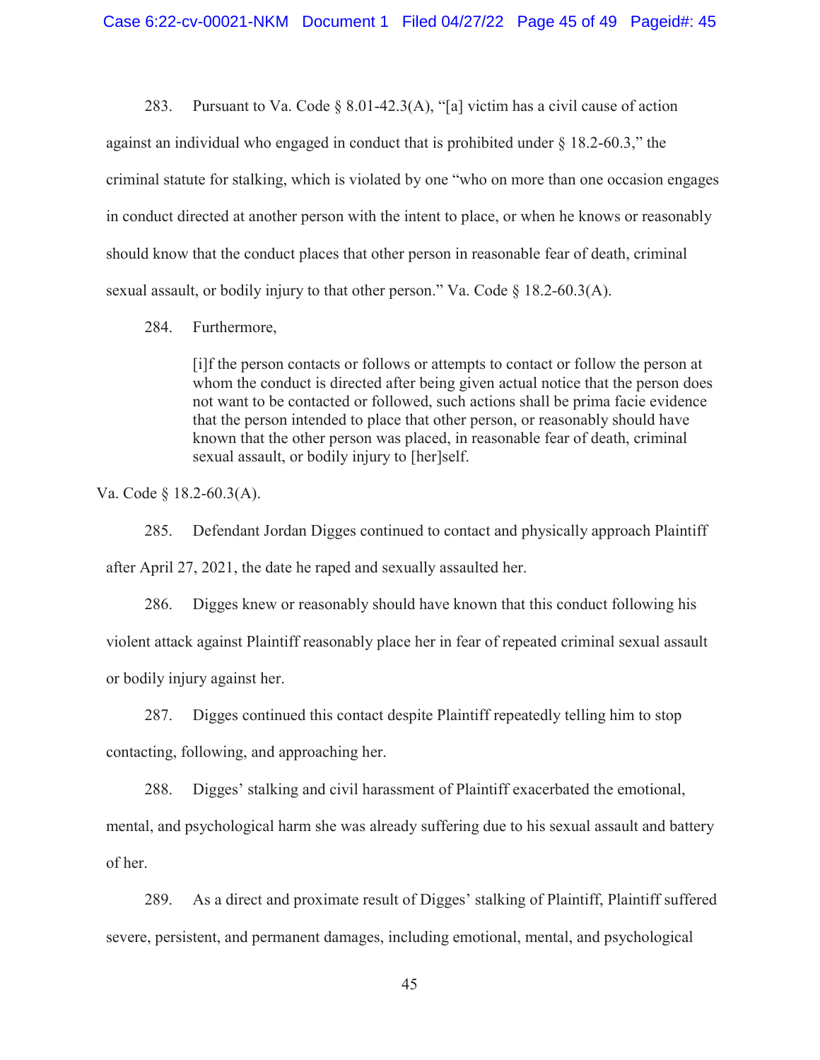283. Pursuant to Va. Code § 8.01-42.3(A), "[a] victim has a civil cause of action against an individual who engaged in conduct that is prohibited under § 18.2-60.3," the criminal statute for stalking, which is violated by one "who on more than one occasion engages in conduct directed at another person with the intent to place, or when he knows or reasonably should know that the conduct places that other person in reasonable fear of death, criminal sexual assault, or bodily injury to that other person." Va. Code § 18.2-60.3(A).

284. Furthermore,

> [i]f the person contacts or follows or attempts to contact or follow the person at whom the conduct is directed after being given actual notice that the person does not want to be contacted or followed, such actions shall be prima facie evidence that the person intended to place that other person, or reasonably should have known that the other person was placed, in reasonable fear of death, criminal sexual assault, or bodily injury to [her]self.

Va. Code § 18.2-60.3(A).

285. Defendant Jordan Digges continued to contact and physically approach Plaintiff after April 27, 2021, the date he raped and sexually assaulted her.

286. Digges knew or reasonably should have known that this conduct following his violent attack against Plaintiff reasonably place her in fear of repeated criminal sexual assault or bodily injury against her.

287. Digges continued this contact despite Plaintiff repeatedly telling him to stop contacting, following, and approaching her.

288. Digges' stalking and civil harassment of Plaintiff exacerbated the emotional, mental, and psychological harm she was already suffering due to his sexual assault and battery of her.

289. As a direct and proximate result of Digges' stalking of Plaintiff, Plaintiff suffered severe, persistent, and permanent damages, including emotional, mental, and psychological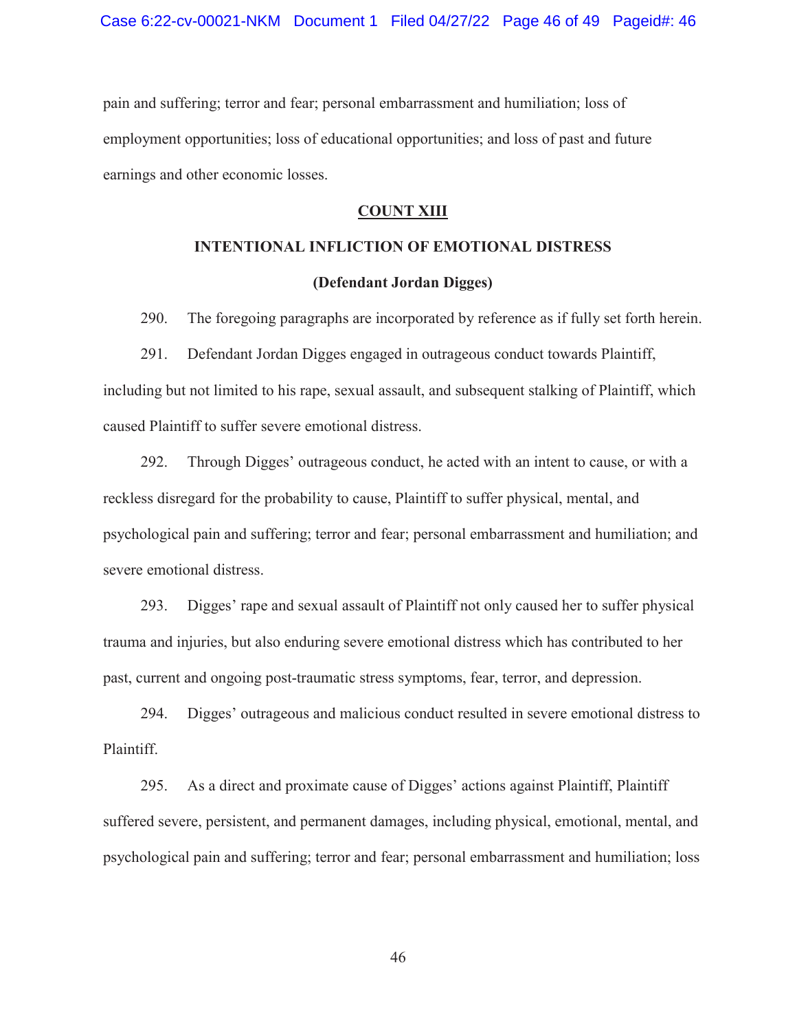pain and suffering; terror and fear; personal embarrassment and humiliation; loss of employment opportunities; loss of educational opportunities; and loss of past and future earnings and other economic losses.

**COUNT XIII**

**INTENTIONAL INFLICTION OF EMOTIONAL DISTRESS**

**(Defendant Jordan Digges)**

290. The foregoing paragraphs are incorporated by reference as if fully set forth herein.

291. Defendant Jordan Digges engaged in outrageous conduct towards Plaintiff, including but not limited to his rape, sexual assault, and subsequent stalking of Plaintiff, which caused Plaintiff to suffer severe emotional distress.

292. Through Digges' outrageous conduct, he acted with an intent to cause, or with a reckless disregard for the probability to cause, Plaintiff to suffer physical, mental, and psychological pain and suffering; terror and fear; personal embarrassment and humiliation; and severe emotional distress.

293. Digges' rape and sexual assault of Plaintiff not only caused her to suffer physical trauma and injuries, but also enduring severe emotional distress which has contributed to her past, current and ongoing post-traumatic stress symptoms, fear, terror, and depression.

294. Digges' outrageous and malicious conduct resulted in severe emotional distress to Plaintiff.

295. As a direct and proximate cause of Digges' actions against Plaintiff, Plaintiff suffered severe, persistent, and permanent damages, including physical, emotional, mental, and psychological pain and suffering; terror and fear; personal embarrassment and humiliation; loss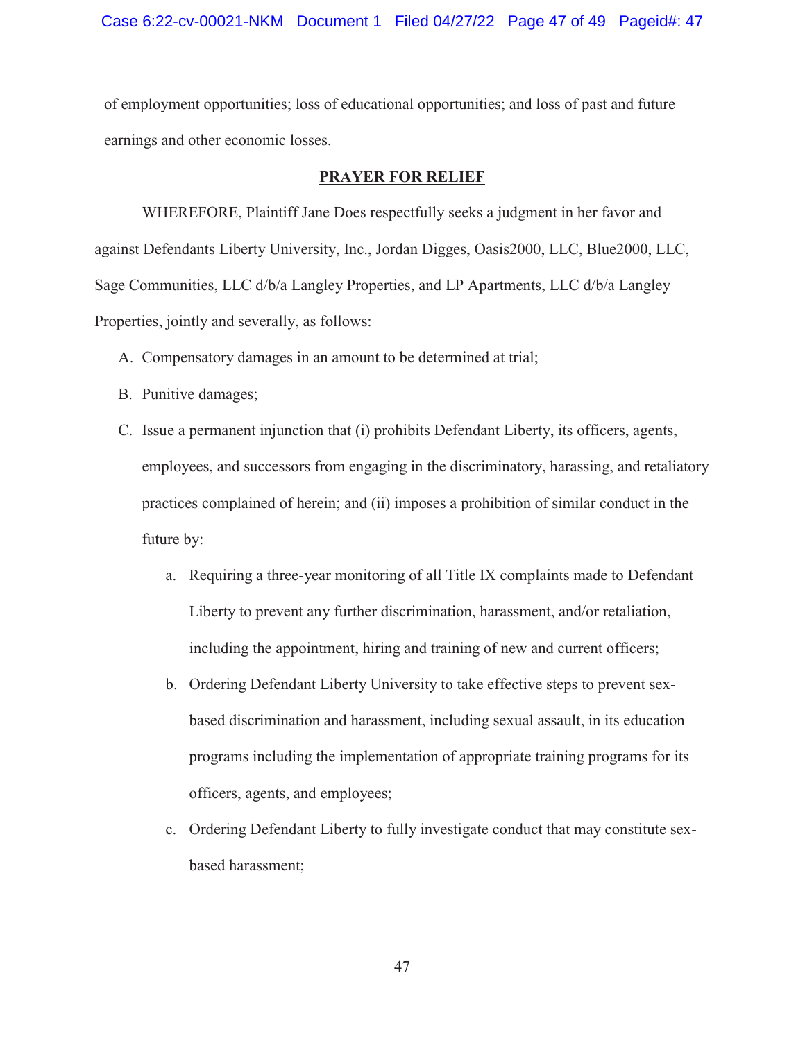of employment opportunities; loss of educational opportunities; and loss of past and future earnings and other economic losses.

## PRAYER FOR RELIEF

WHEREFORE, Plaintiff Jane Does respectfully seeks a judgment in her favor and against Defendants Liberty University, Inc., Jordan Digges, Oasis2000, LLC, Blue2000, LLC, Sage Communities, LLC d/b/a Langley Properties, and LP Apartments, LLC d/b/a Langley Properties, jointly and severally, as follows:

A. Compensatory damages in an amount to be determined at trial;

B. Punitive damages;

C. Issue a permanent injunction that (i) prohibits Defendant Liberty, its officers, agents, employees, and successors from engaging in the discriminatory, harassing, and retaliatory practices complained of herein; and (ii) imposes a prohibition of similar conduct in the future by:

   a. Requiring a three-year monitoring of all Title IX complaints made to Defendant Liberty to prevent any further discrimination, harassment, and/or retaliation, including the appointment, hiring and training of new and current officers;

   b. Ordering Defendant Liberty University to take effective steps to prevent sex-based discrimination and harassment, including sexual assault, in its education programs including the implementation of appropriate training programs for its officers, agents, and employees;

   c. Ordering Defendant Liberty to fully investigate conduct that may constitute sex-based harassment;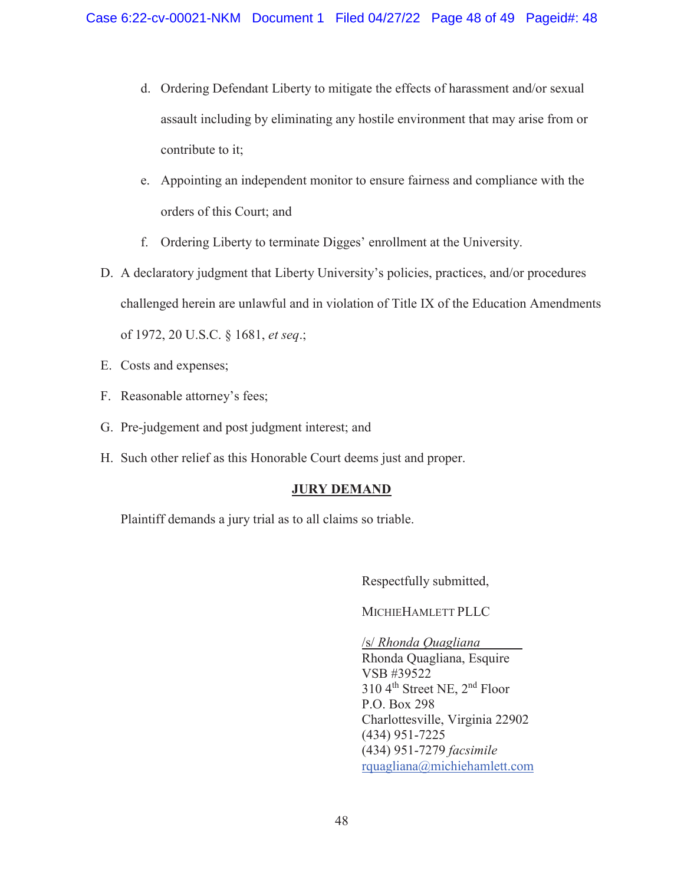d. Ordering Defendant Liberty to mitigate the effects of harassment and/or sexual assault including by eliminating any hostile environment that may arise from or contribute to it;

e. Appointing an independent monitor to ensure fairness and compliance with the orders of this Court; and

f. Ordering Liberty to terminate Digges' enrollment at the University.

D. A declaratory judgment that Liberty University's policies, practices, and/or procedures challenged herein are unlawful and in violation of Title IX of the Education Amendments of 1972, 20 U.S.C. § 1681, *et seq*.;

E. Costs and expenses;

F. Reasonable attorney's fees;

G. Pre-judgement and post judgment interest; and

H. Such other relief as this Honorable Court deems just and proper.

**JURY DEMAND**

Plaintiff demands a jury trial as to all claims so triable.

Respectfully submitted,

MICHIEHAMLETT PLLC

/s/ *Rhonda Quagliana*
Rhonda Quagliana, Esquire
VSB #39522
310 4th Street NE, 2nd Floor
P.O. Box 298
Charlottesville, Virginia 22902
(434) 951-7225
(434) 951-7279 *facsimile*
rquagliana@michiehamlett.com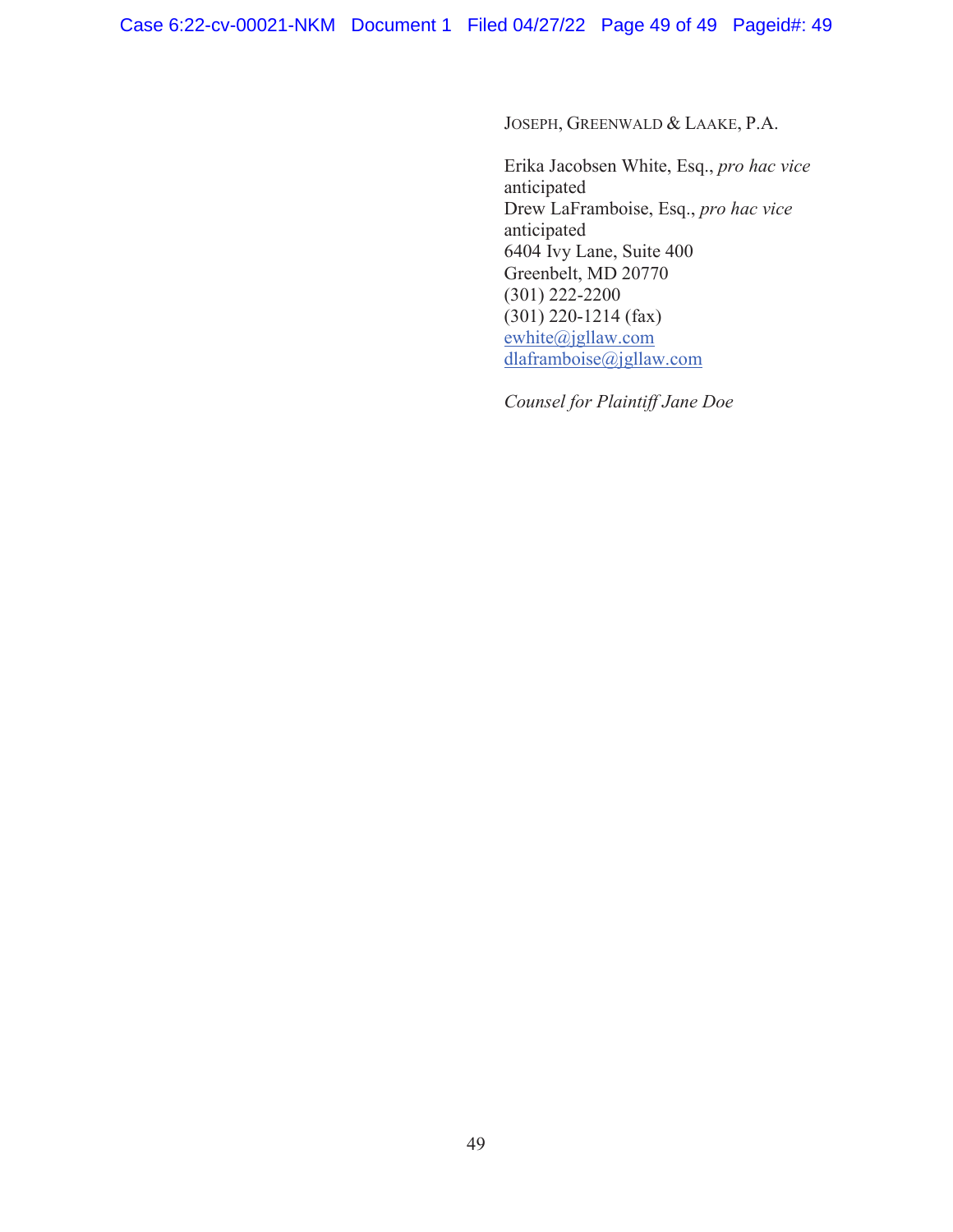JOSEPH, GREENWALD & LAAKE, P.A.

Erika Jacobsen White, Esq., *pro hac vice* anticipated
Drew LaFramboise, Esq., *pro hac vice* anticipated
6404 Ivy Lane, Suite 400
Greenbelt, MD 20770
(301) 222-2200
(301) 220-1214 (fax)
ewhite@jgllaw.com
dlaframboise@jgllaw.com

*Counsel for Plaintiff Jane Doe*